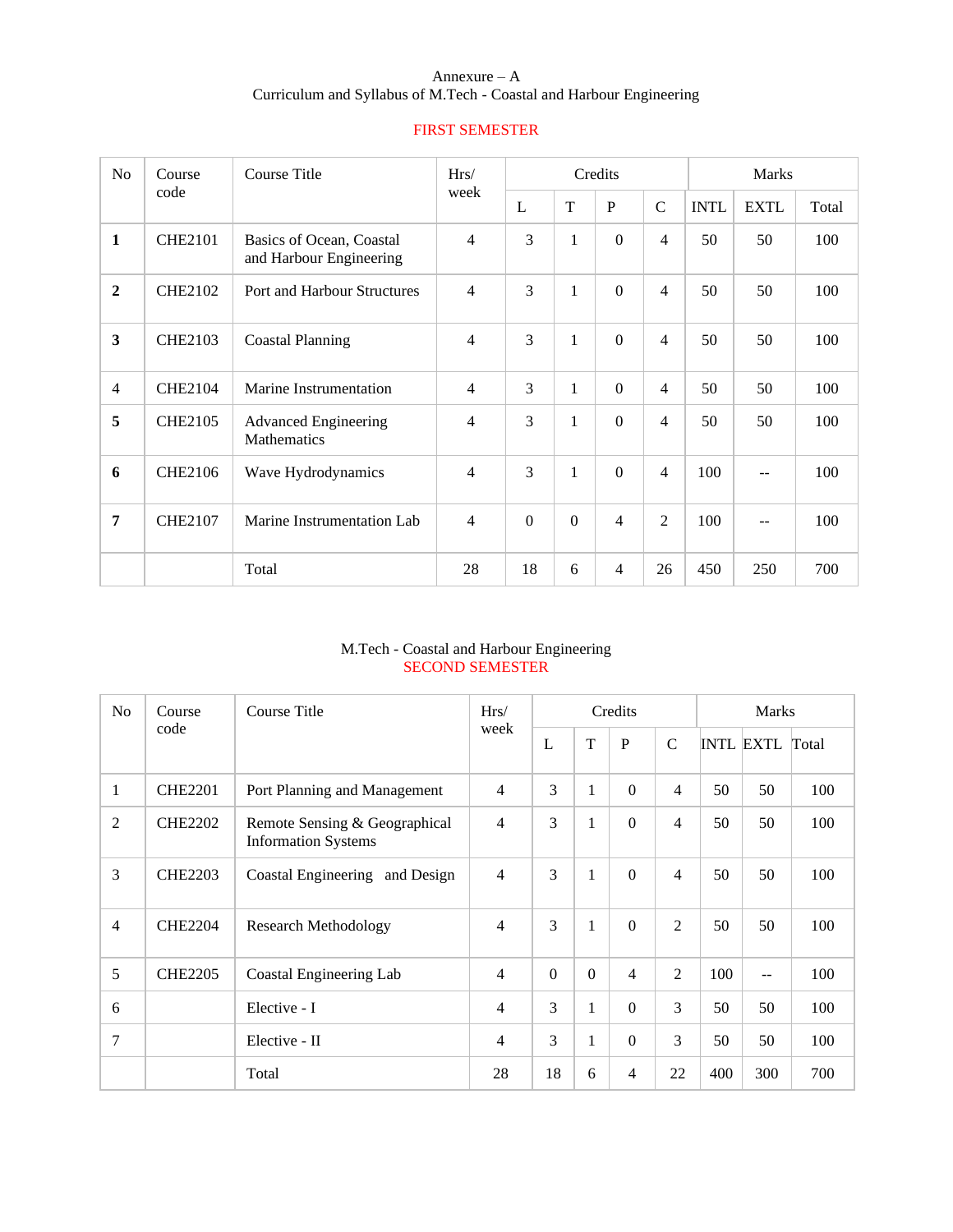Annexure – A

Curriculum and Syllabus of M.Tech - Coastal and Harbour Engineering

## FIRST SEMESTER

| No | Course code | Course Title | Hrs/ week | Credits | | | | Marks | | |
|---|---|---|---|---|---|---|---|---|---|---|
| | | | | L | T | P | C | INTL | EXTL | Total |
| **1** | CHE2101 | Basics of Ocean, Coastal and Harbour Engineering | 4 | 3 | 1 | 0 | 4 | 50 | 50 | 100 |
| **2** | CHE2102 | Port and Harbour Structures | 4 | 3 | 1 | 0 | 4 | 50 | 50 | 100 |
| **3** | CHE2103 | Coastal Planning | 4 | 3 | 1 | 0 | 4 | 50 | 50 | 100 |
| 4 | CHE2104 | Marine Instrumentation | 4 | 3 | 1 | 0 | 4 | 50 | 50 | 100 |
| **5** | CHE2105 | Advanced Engineering Mathematics | 4 | 3 | 1 | 0 | 4 | 50 | 50 | 100 |
| **6** | CHE2106 | Wave Hydrodynamics | 4 | 3 | 1 | 0 | 4 | 100 | -- | 100 |
| **7** | CHE2107 | Marine Instrumentation Lab | 4 | 0 | 0 | 4 | 2 | 100 | -- | 100 |
| | | Total | 28 | 18 | 6 | 4 | 26 | 450 | 250 | 700 |

M.Tech - Coastal and Harbour Engineering

## SECOND SEMESTER

| No | Course code | Course Title | Hrs/ week | Credits | | | | Marks | | |
|---|---|---|---|---|---|---|---|---|---|---|
| | | | | L | T | P | C | INTL | EXTL | Total |
| 1 | CHE2201 | Port Planning and Management | 4 | 3 | 1 | 0 | 4 | 50 | 50 | 100 |
| 2 | CHE2202 | Remote Sensing & Geographical Information Systems | 4 | 3 | 1 | 0 | 4 | 50 | 50 | 100 |
| 3 | CHE2203 | Coastal Engineering and Design | 4 | 3 | 1 | 0 | 4 | 50 | 50 | 100 |
| 4 | CHE2204 | Research Methodology | 4 | 3 | 1 | 0 | 2 | 50 | 50 | 100 |
| 5 | CHE2205 | Coastal Engineering Lab | 4 | 0 | 0 | 4 | 2 | 100 | -- | 100 |
| 6 | | Elective - I | 4 | 3 | 1 | 0 | 3 | 50 | 50 | 100 |
| 7 | | Elective - II | 4 | 3 | 1 | 0 | 3 | 50 | 50 | 100 |
| | | Total | 28 | 18 | 6 | 4 | 22 | 400 | 300 | 700 |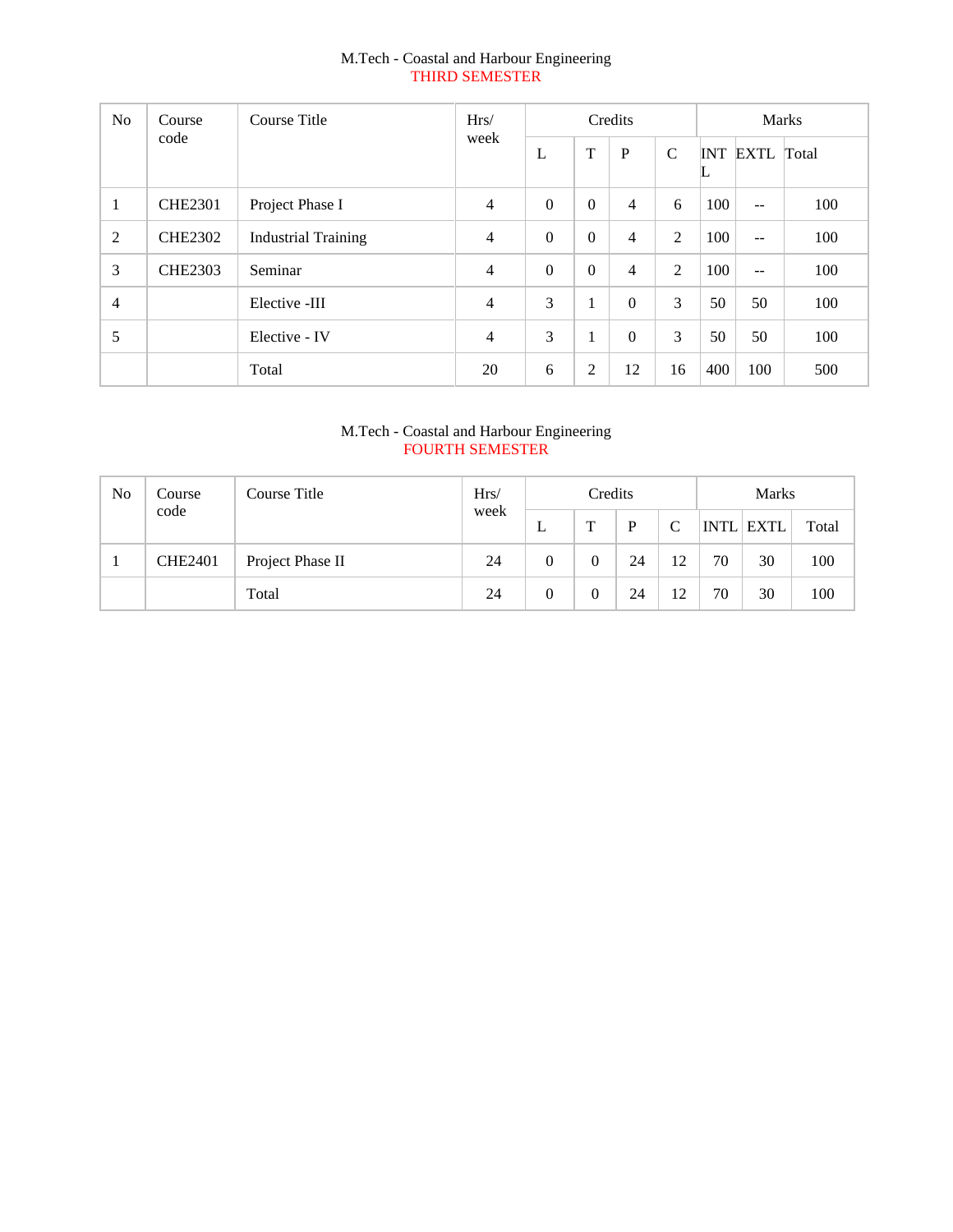M.Tech - Coastal and Harbour Engineering

THIRD SEMESTER

| No | Course code | Course Title | Hrs/ week | Credits | | | | Marks | | |
|---|---|---|---|---|---|---|---|---|---|---|
| | | | | L | T | P | C | INTL | EXTL | Total |
| 1 | CHE2301 | Project Phase I | 4 | 0 | 0 | 4 | 6 | 100 | -- | 100 |
| 2 | CHE2302 | Industrial Training | 4 | 0 | 0 | 4 | 2 | 100 | -- | 100 |
| 3 | CHE2303 | Seminar | 4 | 0 | 0 | 4 | 2 | 100 | -- | 100 |
| 4 | | Elective -III | 4 | 3 | 1 | 0 | 3 | 50 | 50 | 100 |
| 5 | | Elective - IV | 4 | 3 | 1 | 0 | 3 | 50 | 50 | 100 |
| | | Total | 20 | 6 | 2 | 12 | 16 | 400 | 100 | 500 |

M.Tech - Coastal and Harbour Engineering

FOURTH SEMESTER

| No | Course code | Course Title | Hrs/ week | Credits | | | | Marks | | |
|---|---|---|---|---|---|---|---|---|---|---|
| | | | | L | T | P | C | INTL | EXTL | Total |
| 1 | CHE2401 | Project Phase II | 24 | 0 | 0 | 24 | 12 | 70 | 30 | 100 |
| | | Total | 24 | 0 | 0 | 24 | 12 | 70 | 30 | 100 |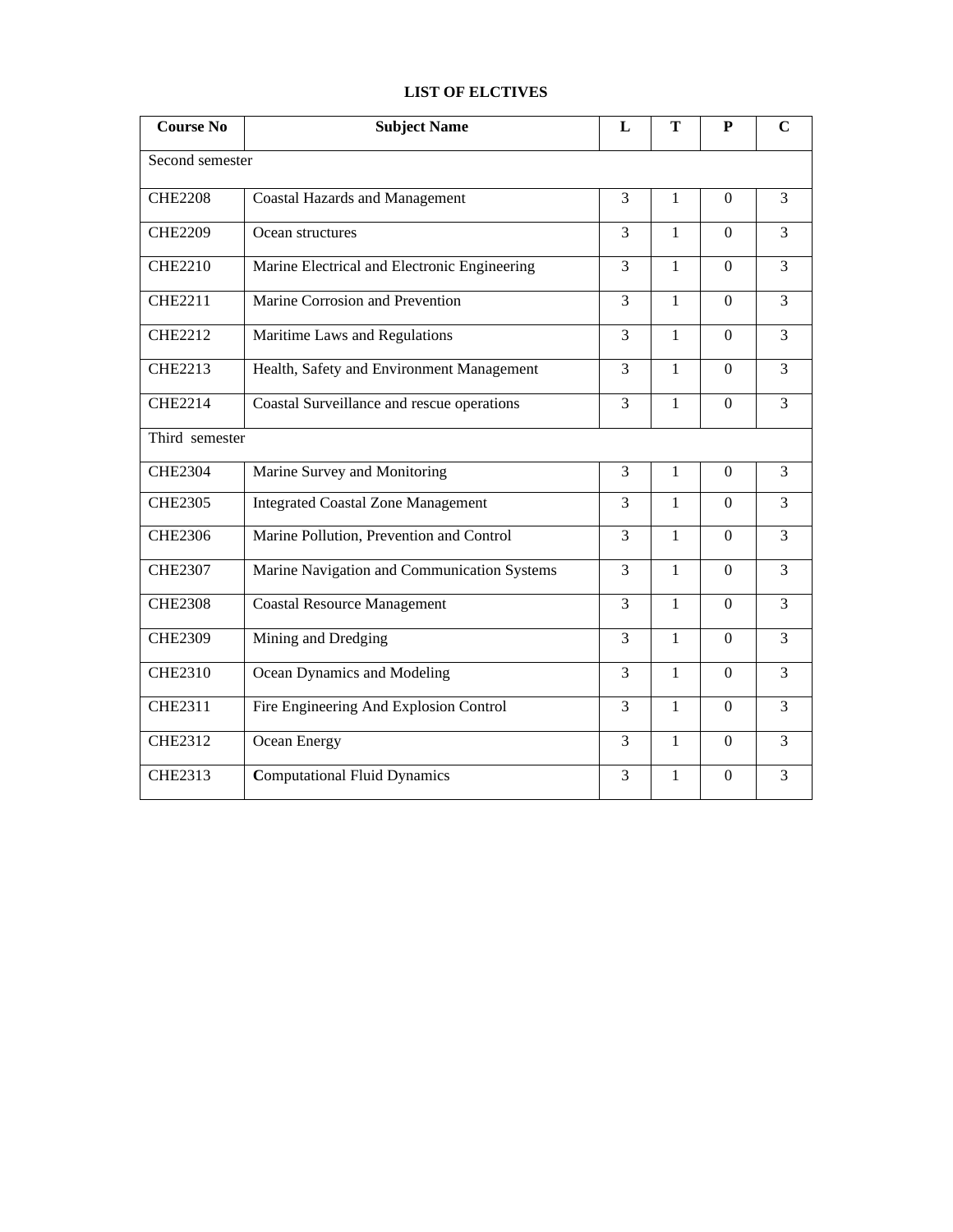# LIST OF ELCTIVES

| Course No | Subject Name | L | T | P | C |
|---|---|---|---|---|---|
| Second semester | | | | | |
| CHE2208 | Coastal Hazards and Management | 3 | 1 | 0 | 3 |
| CHE2209 | Ocean structures | 3 | 1 | 0 | 3 |
| CHE2210 | Marine Electrical and Electronic Engineering | 3 | 1 | 0 | 3 |
| CHE2211 | Marine Corrosion and Prevention | 3 | 1 | 0 | 3 |
| CHE2212 | Maritime Laws and Regulations | 3 | 1 | 0 | 3 |
| CHE2213 | Health, Safety and Environment Management | 3 | 1 | 0 | 3 |
| CHE2214 | Coastal Surveillance and rescue operations | 3 | 1 | 0 | 3 |
| Third semester | | | | | |
| CHE2304 | Marine Survey and Monitoring | 3 | 1 | 0 | 3 |
| CHE2305 | Integrated Coastal Zone Management | 3 | 1 | 0 | 3 |
| CHE2306 | Marine Pollution, Prevention and Control | 3 | 1 | 0 | 3 |
| CHE2307 | Marine Navigation and Communication Systems | 3 | 1 | 0 | 3 |
| CHE2308 | Coastal Resource Management | 3 | 1 | 0 | 3 |
| CHE2309 | Mining and Dredging | 3 | 1 | 0 | 3 |
| CHE2310 | Ocean Dynamics and Modeling | 3 | 1 | 0 | 3 |
| CHE2311 | Fire Engineering And Explosion Control | 3 | 1 | 0 | 3 |
| CHE2312 | Ocean Energy | 3 | 1 | 0 | 3 |
| CHE2313 | **C**omputational Fluid Dynamics | 3 | 1 | 0 | 3 |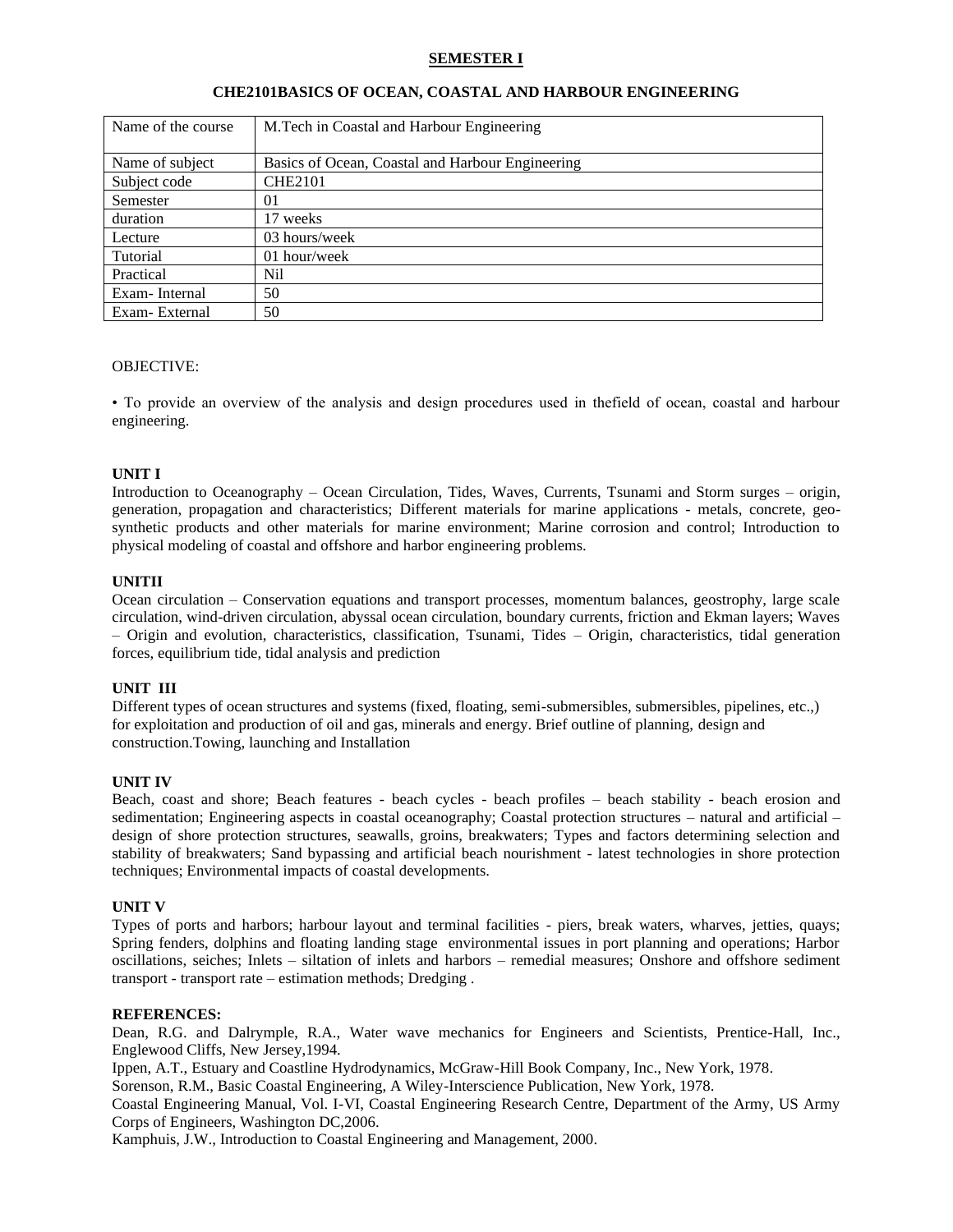# SEMESTER I

## CHE2101BASICS OF OCEAN, COASTAL AND HARBOUR ENGINEERING

| Name of the course | M.Tech in Coastal and Harbour Engineering |
|---|---|
| Name of subject | Basics of Ocean, Coastal and Harbour Engineering |
| Subject code | CHE2101 |
| Semester | 01 |
| duration | 17 weeks |
| Lecture | 03 hours/week |
| Tutorial | 01 hour/week |
| Practical | Nil |
| Exam- Internal | 50 |
| Exam- External | 50 |

OBJECTIVE:

• To provide an overview of the analysis and design procedures used in thefield of ocean, coastal and harbour engineering.

**UNIT I**

Introduction to Oceanography – Ocean Circulation, Tides, Waves, Currents, Tsunami and Storm surges – origin, generation, propagation and characteristics; Different materials for marine applications - metals, concrete, geo-synthetic products and other materials for marine environment; Marine corrosion and control; Introduction to physical modeling of coastal and offshore and harbor engineering problems.

**UNITII**

Ocean circulation – Conservation equations and transport processes, momentum balances, geostrophy, large scale circulation, wind-driven circulation, abyssal ocean circulation, boundary currents, friction and Ekman layers; Waves – Origin and evolution, characteristics, classification, Tsunami, Tides – Origin, characteristics, tidal generation forces, equilibrium tide, tidal analysis and prediction

**UNIT III**

Different types of ocean structures and systems (fixed, floating, semi-submersibles, submersibles, pipelines, etc.,) for exploitation and production of oil and gas, minerals and energy. Brief outline of planning, design and construction.Towing, launching and Installation

**UNIT IV**

Beach, coast and shore; Beach features - beach cycles - beach profiles – beach stability - beach erosion and sedimentation; Engineering aspects in coastal oceanography; Coastal protection structures – natural and artificial – design of shore protection structures, seawalls, groins, breakwaters; Types and factors determining selection and stability of breakwaters; Sand bypassing and artificial beach nourishment - latest technologies in shore protection techniques; Environmental impacts of coastal developments.

**UNIT V**

Types of ports and harbors; harbour layout and terminal facilities - piers, break waters, wharves, jetties, quays; Spring fenders, dolphins and floating landing stage environmental issues in port planning and operations; Harbor oscillations, seiches; Inlets – siltation of inlets and harbors – remedial measures; Onshore and offshore sediment transport - transport rate – estimation methods; Dredging .

**REFERENCES:**

Dean, R.G. and Dalrymple, R.A., Water wave mechanics for Engineers and Scientists, Prentice-Hall, Inc., Englewood Cliffs, New Jersey,1994.

Ippen, A.T., Estuary and Coastline Hydrodynamics, McGraw-Hill Book Company, Inc., New York, 1978.

Sorenson, R.M., Basic Coastal Engineering, A Wiley-Interscience Publication, New York, 1978.

Coastal Engineering Manual, Vol. I-VI, Coastal Engineering Research Centre, Department of the Army, US Army Corps of Engineers, Washington DC,2006.

Kamphuis, J.W., Introduction to Coastal Engineering and Management, 2000.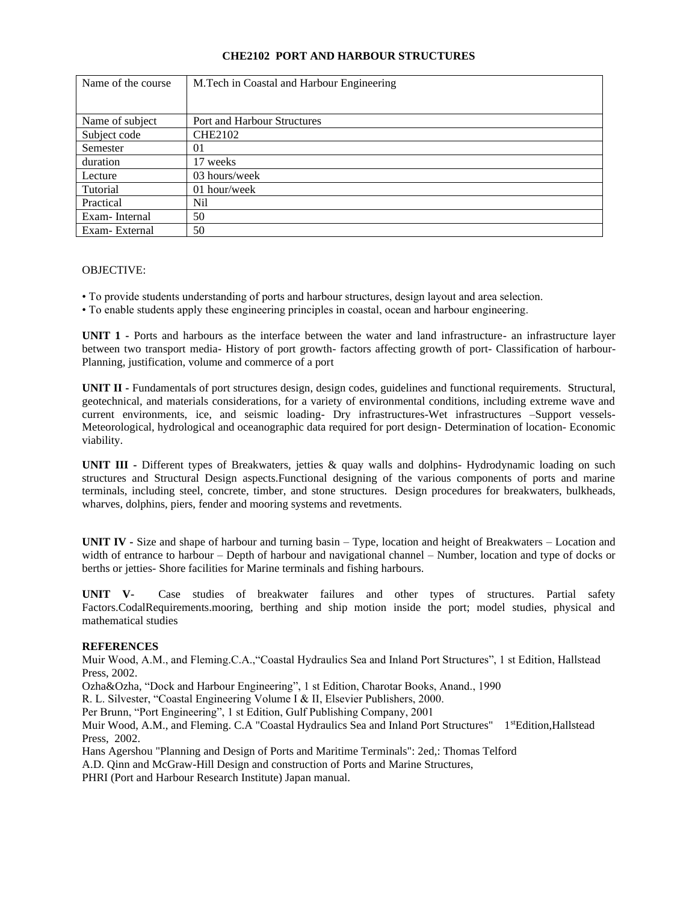# CHE2102 PORT AND HARBOUR STRUCTURES

| Name of the course | M.Tech in Coastal and Harbour Engineering |
|---|---|
| Name of subject | Port and Harbour Structures |
| Subject code | CHE2102 |
| Semester | 01 |
| duration | 17 weeks |
| Lecture | 03 hours/week |
| Tutorial | 01 hour/week |
| Practical | Nil |
| Exam- Internal | 50 |
| Exam- External | 50 |

OBJECTIVE:

- To provide students understanding of ports and harbour structures, design layout and area selection.
- To enable students apply these engineering principles in coastal, ocean and harbour engineering.

**UNIT 1 -** Ports and harbours as the interface between the water and land infrastructure- an infrastructure layer between two transport media- History of port growth- factors affecting growth of port- Classification of harbour- Planning, justification, volume and commerce of a port

**UNIT II -** Fundamentals of port structures design, design codes, guidelines and functional requirements. Structural, geotechnical, and materials considerations, for a variety of environmental conditions, including extreme wave and current environments, ice, and seismic loading- Dry infrastructures-Wet infrastructures –Support vessels- Meteorological, hydrological and oceanographic data required for port design- Determination of location- Economic viability.

**UNIT III -** Different types of Breakwaters, jetties & quay walls and dolphins- Hydrodynamic loading on such structures and Structural Design aspects.Functional designing of the various components of ports and marine terminals, including steel, concrete, timber, and stone structures. Design procedures for breakwaters, bulkheads, wharves, dolphins, piers, fender and mooring systems and revetments.

**UNIT IV -** Size and shape of harbour and turning basin – Type, location and height of Breakwaters – Location and width of entrance to harbour – Depth of harbour and navigational channel – Number, location and type of docks or berths or jetties- Shore facilities for Marine terminals and fishing harbours.

**UNIT V-** Case studies of breakwater failures and other types of structures. Partial safety Factors.CodalRequirements.mooring, berthing and ship motion inside the port; model studies, physical and mathematical studies

**REFERENCES**

Muir Wood, A.M., and Fleming.C.A.,"Coastal Hydraulics Sea and Inland Port Structures", 1 st Edition, Hallstead Press, 2002.

Ozha&Ozha, "Dock and Harbour Engineering", 1 st Edition, Charotar Books, Anand., 1990

R. L. Silvester, "Coastal Engineering Volume I & II, Elsevier Publishers, 2000.

Per Brunn, "Port Engineering", 1 st Edition, Gulf Publishing Company, 2001

Muir Wood, A.M., and Fleming. C.A "Coastal Hydraulics Sea and Inland Port Structures" 1stEdition,Hallstead Press, 2002.

Hans Agershou "Planning and Design of Ports and Maritime Terminals": 2ed,: Thomas Telford

A.D. Qinn and McGraw-Hill Design and construction of Ports and Marine Structures,

PHRI (Port and Harbour Research Institute) Japan manual.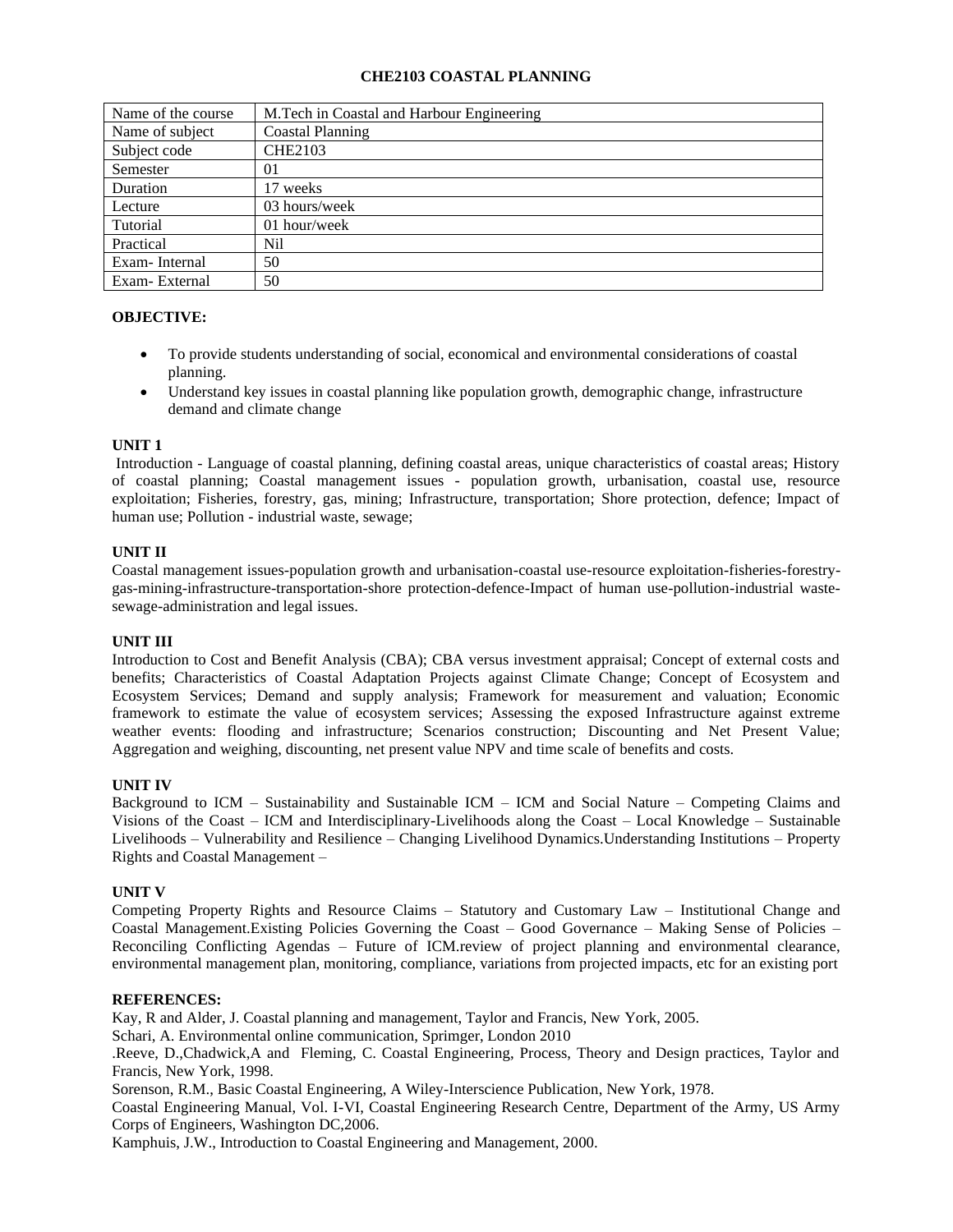# CHE2103 COASTAL PLANNING

| Name of the course | M.Tech in Coastal and Harbour Engineering |
|---|---|
| Name of subject | Coastal Planning |
| Subject code | CHE2103 |
| Semester | 01 |
| Duration | 17 weeks |
| Lecture | 03 hours/week |
| Tutorial | 01 hour/week |
| Practical | Nil |
| Exam- Internal | 50 |
| Exam- External | 50 |

**OBJECTIVE:**

- To provide students understanding of social, economical and environmental considerations of coastal planning.
- Understand key issues in coastal planning like population growth, demographic change, infrastructure demand and climate change

**UNIT 1**

Introduction - Language of coastal planning, defining coastal areas, unique characteristics of coastal areas; History of coastal planning; Coastal management issues - population growth, urbanisation, coastal use, resource exploitation; Fisheries, forestry, gas, mining; Infrastructure, transportation; Shore protection, defence; Impact of human use; Pollution - industrial waste, sewage;

**UNIT II**

Coastal management issues-population growth and urbanisation-coastal use-resource exploitation-fisheries-forestry-gas-mining-infrastructure-transportation-shore protection-defence-Impact of human use-pollution-industrial waste-sewage-administration and legal issues.

**UNIT III**

Introduction to Cost and Benefit Analysis (CBA); CBA versus investment appraisal; Concept of external costs and benefits; Characteristics of Coastal Adaptation Projects against Climate Change; Concept of Ecosystem and Ecosystem Services; Demand and supply analysis; Framework for measurement and valuation; Economic framework to estimate the value of ecosystem services; Assessing the exposed Infrastructure against extreme weather events: flooding and infrastructure; Scenarios construction; Discounting and Net Present Value; Aggregation and weighing, discounting, net present value NPV and time scale of benefits and costs.

**UNIT IV**

Background to ICM – Sustainability and Sustainable ICM – ICM and Social Nature – Competing Claims and Visions of the Coast – ICM and Interdisciplinary-Livelihoods along the Coast – Local Knowledge – Sustainable Livelihoods – Vulnerability and Resilience – Changing Livelihood Dynamics.Understanding Institutions – Property Rights and Coastal Management –

**UNIT V**

Competing Property Rights and Resource Claims – Statutory and Customary Law – Institutional Change and Coastal Management.Existing Policies Governing the Coast – Good Governance – Making Sense of Policies – Reconciling Conflicting Agendas – Future of ICM.review of project planning and environmental clearance, environmental management plan, monitoring, compliance, variations from projected impacts, etc for an existing port

**REFERENCES:**

Kay, R and Alder, J. Coastal planning and management, Taylor and Francis, New York, 2005.

Schari, A. Environmental online communication, Sprimger, London 2010

.Reeve, D.,Chadwick,A and Fleming, C. Coastal Engineering, Process, Theory and Design practices, Taylor and Francis, New York, 1998.

Sorenson, R.M., Basic Coastal Engineering, A Wiley-Interscience Publication, New York, 1978.

Coastal Engineering Manual, Vol. I-VI, Coastal Engineering Research Centre, Department of the Army, US Army Corps of Engineers, Washington DC,2006.

Kamphuis, J.W., Introduction to Coastal Engineering and Management, 2000.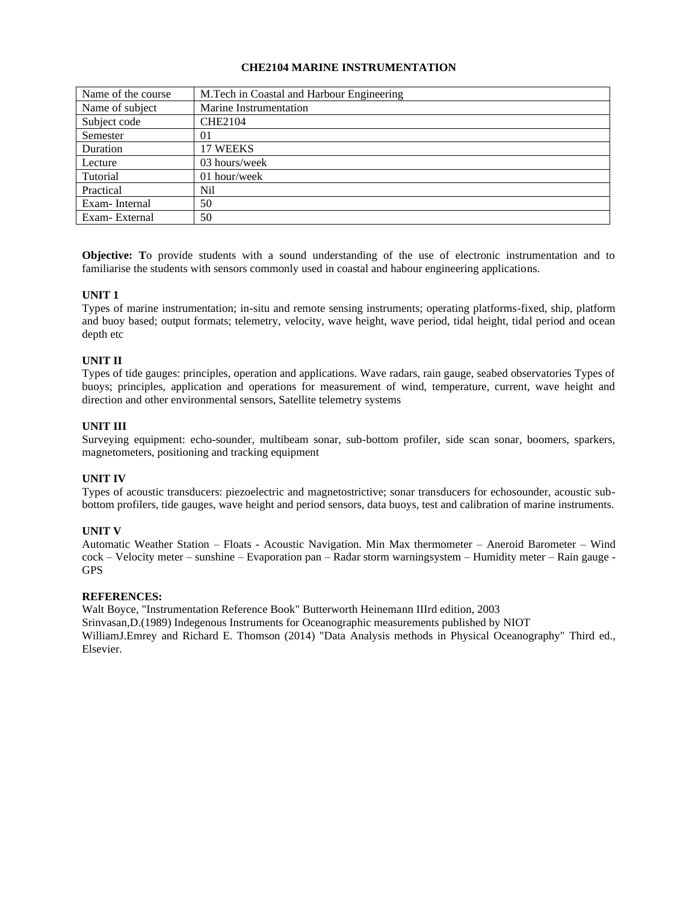# CHE2104 MARINE INSTRUMENTATION

| Name of the course | M.Tech in Coastal and Harbour Engineering |
|---|---|
| Name of subject | Marine Instrumentation |
| Subject code | CHE2104 |
| Semester | 01 |
| Duration | 17 WEEKS |
| Lecture | 03 hours/week |
| Tutorial | 01 hour/week |
| Practical | Nil |
| Exam- Internal | 50 |
| Exam- External | 50 |

**Objective: T**o provide students with a sound understanding of the use of electronic instrumentation and to familiarise the students with sensors commonly used in coastal and habour engineering applications.

**UNIT 1**

Types of marine instrumentation; in-situ and remote sensing instruments; operating platforms-fixed, ship, platform and buoy based; output formats; telemetry, velocity, wave height, wave period, tidal height, tidal period and ocean depth etc

**UNIT II**

Types of tide gauges: principles, operation and applications. Wave radars, rain gauge, seabed observatories Types of buoys; principles, application and operations for measurement of wind, temperature, current, wave height and direction and other environmental sensors, Satellite telemetry systems

**UNIT III**

Surveying equipment: echo-sounder, multibeam sonar, sub-bottom profiler, side scan sonar, boomers, sparkers, magnetometers, positioning and tracking equipment

**UNIT IV**

Types of acoustic transducers: piezoelectric and magnetostrictive; sonar transducers for echosounder, acoustic sub-bottom profilers, tide gauges, wave height and period sensors, data buoys, test and calibration of marine instruments.

**UNIT V**

Automatic Weather Station – Floats - Acoustic Navigation. Min Max thermometer – Aneroid Barometer – Wind cock – Velocity meter – sunshine – Evaporation pan – Radar storm warningsystem – Humidity meter – Rain gauge - GPS

**REFERENCES:**

Walt Boyce, "Instrumentation Reference Book" Butterworth Heinemann IIIrd edition, 2003

Srinvasan,D.(1989) Indegenous Instruments for Oceanographic measurements published by NIOT

WilliamJ.Emrey and Richard E. Thomson (2014) "Data Analysis methods in Physical Oceanography" Third ed., Elsevier.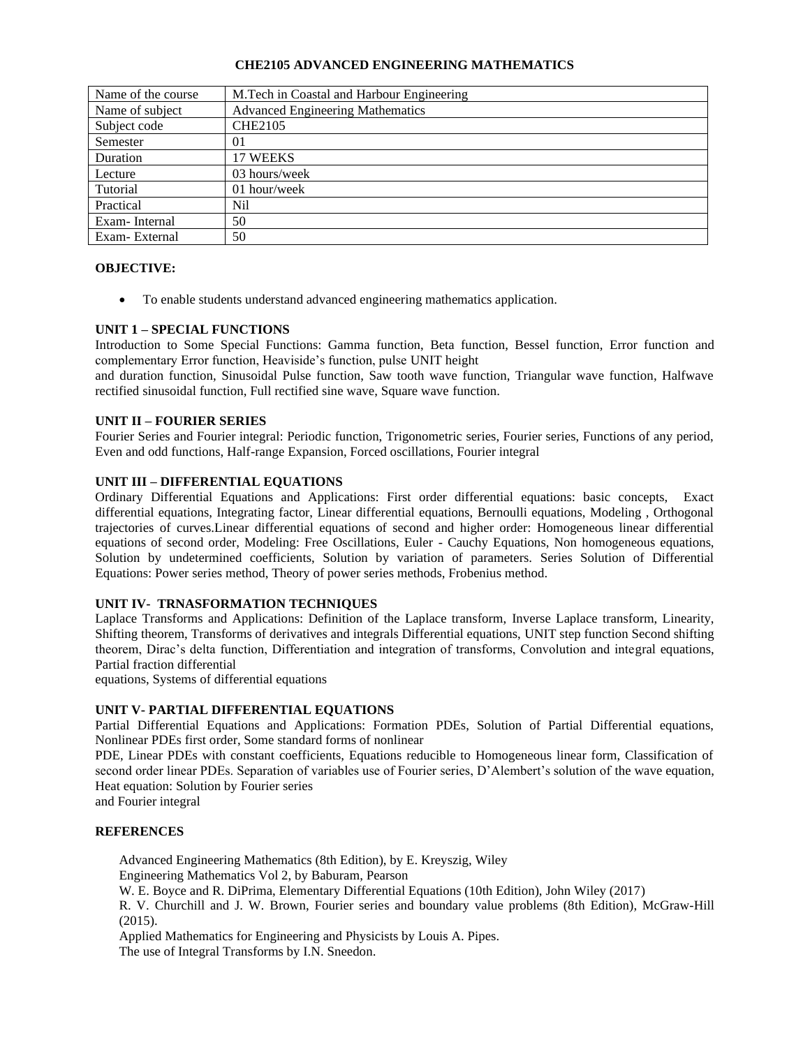# CHE2105 ADVANCED ENGINEERING MATHEMATICS

| Name of the course | M.Tech in Coastal and Harbour Engineering |
|---|---|
| Name of subject | Advanced Engineering Mathematics |
| Subject code | CHE2105 |
| Semester | 01 |
| Duration | 17 WEEKS |
| Lecture | 03 hours/week |
| Tutorial | 01 hour/week |
| Practical | Nil |
| Exam- Internal | 50 |
| Exam- External | 50 |

**OBJECTIVE:**

- To enable students understand advanced engineering mathematics application.

**UNIT 1 – SPECIAL FUNCTIONS**

Introduction to Some Special Functions: Gamma function, Beta function, Bessel function, Error function and complementary Error function, Heaviside's function, pulse UNIT height and duration function, Sinusoidal Pulse function, Saw tooth wave function, Triangular wave function, Halfwave rectified sinusoidal function, Full rectified sine wave, Square wave function.

**UNIT II – FOURIER SERIES**

Fourier Series and Fourier integral: Periodic function, Trigonometric series, Fourier series, Functions of any period, Even and odd functions, Half-range Expansion, Forced oscillations, Fourier integral

**UNIT III – DIFFERENTIAL EQUATIONS**

Ordinary Differential Equations and Applications: First order differential equations: basic concepts, Exact differential equations, Integrating factor, Linear differential equations, Bernoulli equations, Modeling , Orthogonal trajectories of curves.Linear differential equations of second and higher order: Homogeneous linear differential equations of second order, Modeling: Free Oscillations, Euler - Cauchy Equations, Non homogeneous equations, Solution by undetermined coefficients, Solution by variation of parameters. Series Solution of Differential Equations: Power series method, Theory of power series methods, Frobenius method.

**UNIT IV- TRNASFORMATION TECHNIQUES**

Laplace Transforms and Applications: Definition of the Laplace transform, Inverse Laplace transform, Linearity, Shifting theorem, Transforms of derivatives and integrals Differential equations, UNIT step function Second shifting theorem, Dirac's delta function, Differentiation and integration of transforms, Convolution and integral equations, Partial fraction differential equations, Systems of differential equations

**UNIT V- PARTIAL DIFFERENTIAL EQUATIONS**

Partial Differential Equations and Applications: Formation PDEs, Solution of Partial Differential equations, Nonlinear PDEs first order, Some standard forms of nonlinear PDE, Linear PDEs with constant coefficients, Equations reducible to Homogeneous linear form, Classification of second order linear PDEs. Separation of variables use of Fourier series, D'Alembert's solution of the wave equation, Heat equation: Solution by Fourier series and Fourier integral

**REFERENCES**

Advanced Engineering Mathematics (8th Edition), by E. Kreyszig, Wiley

Engineering Mathematics Vol 2, by Baburam, Pearson

W. E. Boyce and R. DiPrima, Elementary Differential Equations (10th Edition), John Wiley (2017)

R. V. Churchill and J. W. Brown, Fourier series and boundary value problems (8th Edition), McGraw-Hill (2015).

Applied Mathematics for Engineering and Physicists by Louis A. Pipes.

The use of Integral Transforms by I.N. Sneedon.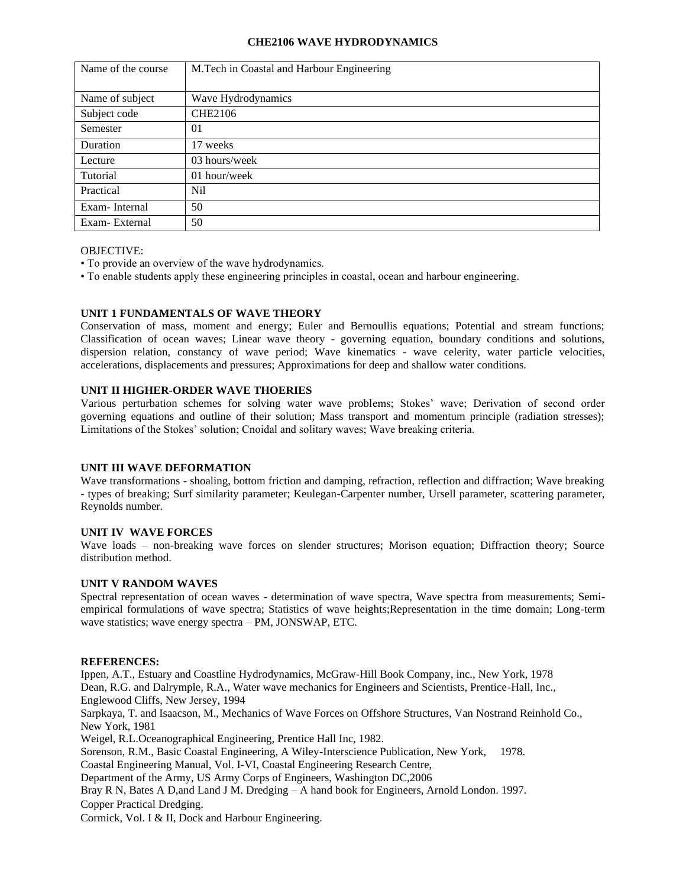## CHE2106 WAVE HYDRODYNAMICS

| Name of the course | M.Tech in Coastal and Harbour Engineering |
|---|---|
| Name of subject | Wave Hydrodynamics |
| Subject code | CHE2106 |
| Semester | 01 |
| Duration | 17 weeks |
| Lecture | 03 hours/week |
| Tutorial | 01 hour/week |
| Practical | Nil |
| Exam- Internal | 50 |
| Exam- External | 50 |

OBJECTIVE:

- To provide an overview of the wave hydrodynamics.
- To enable students apply these engineering principles in coastal, ocean and harbour engineering.

### UNIT 1 FUNDAMENTALS OF WAVE THEORY

Conservation of mass, moment and energy; Euler and Bernoullis equations; Potential and stream functions; Classification of ocean waves; Linear wave theory - governing equation, boundary conditions and solutions, dispersion relation, constancy of wave period; Wave kinematics - wave celerity, water particle velocities, accelerations, displacements and pressures; Approximations for deep and shallow water conditions.

### UNIT II HIGHER-ORDER WAVE THOERIES

Various perturbation schemes for solving water wave problems; Stokes' wave; Derivation of second order governing equations and outline of their solution; Mass transport and momentum principle (radiation stresses); Limitations of the Stokes' solution; Cnoidal and solitary waves; Wave breaking criteria.

### UNIT III WAVE DEFORMATION

Wave transformations - shoaling, bottom friction and damping, refraction, reflection and diffraction; Wave breaking - types of breaking; Surf similarity parameter; Keulegan-Carpenter number, Ursell parameter, scattering parameter, Reynolds number.

### UNIT IV WAVE FORCES

Wave loads – non-breaking wave forces on slender structures; Morison equation; Diffraction theory; Source distribution method.

### UNIT V RANDOM WAVES

Spectral representation of ocean waves - determination of wave spectra, Wave spectra from measurements; Semi-empirical formulations of wave spectra; Statistics of wave heights;Representation in the time domain; Long-term wave statistics; wave energy spectra – PM, JONSWAP, ETC.

### REFERENCES:

Ippen, A.T., Estuary and Coastline Hydrodynamics, McGraw-Hill Book Company, inc., New York, 1978

Dean, R.G. and Dalrymple, R.A., Water wave mechanics for Engineers and Scientists, Prentice-Hall, Inc., Englewood Cliffs, New Jersey, 1994

Sarpkaya, T. and Isaacson, M., Mechanics of Wave Forces on Offshore Structures, Van Nostrand Reinhold Co., New York, 1981

Weigel, R.L.Oceanographical Engineering, Prentice Hall Inc, 1982.

Sorenson, R.M., Basic Coastal Engineering, A Wiley-Interscience Publication, New York, 1978.

Coastal Engineering Manual, Vol. I-VI, Coastal Engineering Research Centre, Department of the Army, US Army Corps of Engineers, Washington DC,2006

Bray R N, Bates A D,and Land J M. Dredging – A hand book for Engineers, Arnold London. 1997.

Copper Practical Dredging.

Cormick, Vol. I & II, Dock and Harbour Engineering.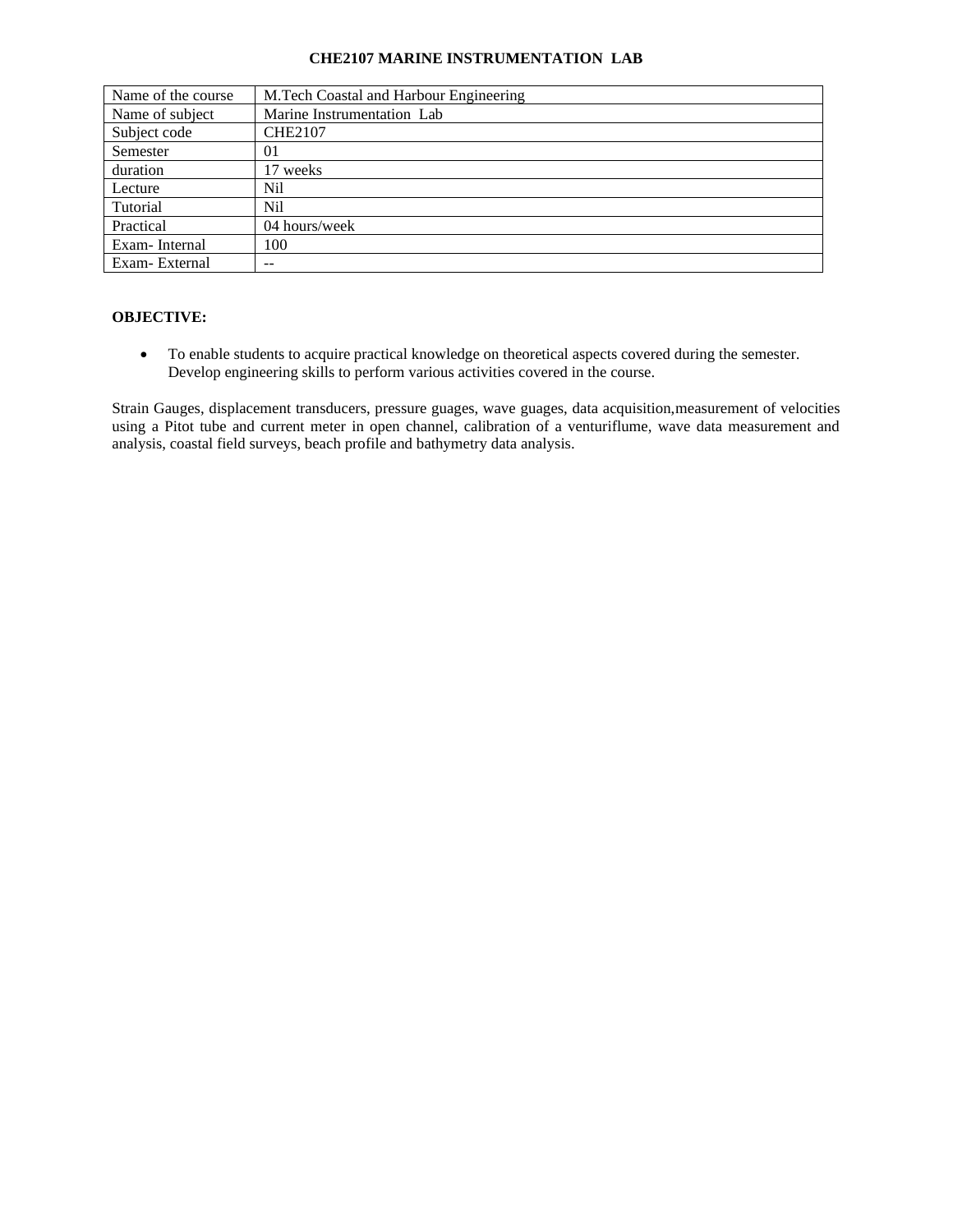# CHE2107 MARINE INSTRUMENTATION LAB

| Name of the course | M.Tech Coastal and Harbour Engineering |
|---|---|
| Name of subject | Marine Instrumentation Lab |
| Subject code | CHE2107 |
| Semester | 01 |
| duration | 17 weeks |
| Lecture | Nil |
| Tutorial | Nil |
| Practical | 04 hours/week |
| Exam- Internal | 100 |
| Exam- External | -- |

**OBJECTIVE:**

- To enable students to acquire practical knowledge on theoretical aspects covered during the semester. Develop engineering skills to perform various activities covered in the course.

Strain Gauges, displacement transducers, pressure guages, wave guages, data acquisition,measurement of velocities using a Pitot tube and current meter in open channel, calibration of a venturiflume, wave data measurement and analysis, coastal field surveys, beach profile and bathymetry data analysis.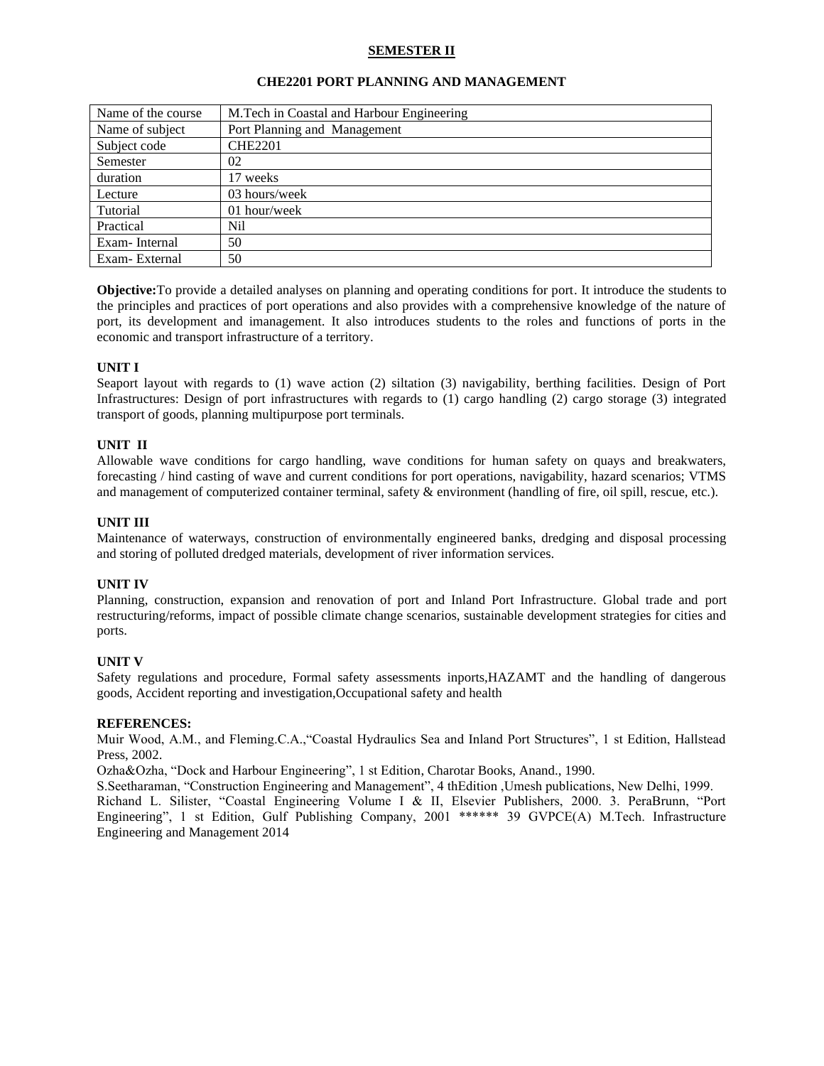## SEMESTER II

### CHE2201 PORT PLANNING AND MANAGEMENT

| Name of the course | M.Tech in Coastal and Harbour Engineering |
|---|---|
| Name of subject | Port Planning and Management |
| Subject code | CHE2201 |
| Semester | 02 |
| duration | 17 weeks |
| Lecture | 03 hours/week |
| Tutorial | 01 hour/week |
| Practical | Nil |
| Exam- Internal | 50 |
| Exam- External | 50 |

**Objective:**To provide a detailed analyses on planning and operating conditions for port. It introduce the students to the principles and practices of port operations and also provides with a comprehensive knowledge of the nature of port, its development and imanagement. It also introduces students to the roles and functions of ports in the economic and transport infrastructure of a territory.

**UNIT I**

Seaport layout with regards to (1) wave action (2) siltation (3) navigability, berthing facilities. Design of Port Infrastructures: Design of port infrastructures with regards to (1) cargo handling (2) cargo storage (3) integrated transport of goods, planning multipurpose port terminals.

**UNIT II**

Allowable wave conditions for cargo handling, wave conditions for human safety on quays and breakwaters, forecasting / hind casting of wave and current conditions for port operations, navigability, hazard scenarios; VTMS and management of computerized container terminal, safety & environment (handling of fire, oil spill, rescue, etc.).

**UNIT III**

Maintenance of waterways, construction of environmentally engineered banks, dredging and disposal processing and storing of polluted dredged materials, development of river information services.

**UNIT IV**

Planning, construction, expansion and renovation of port and Inland Port Infrastructure. Global trade and port restructuring/reforms, impact of possible climate change scenarios, sustainable development strategies for cities and ports.

**UNIT V**

Safety regulations and procedure, Formal safety assessments inports,HAZAMT and the handling of dangerous goods, Accident reporting and investigation,Occupational safety and health

**REFERENCES:**

Muir Wood, A.M., and Fleming.C.A.,"Coastal Hydraulics Sea and Inland Port Structures", 1 st Edition, Hallstead Press, 2002.

Ozha&Ozha, "Dock and Harbour Engineering", 1 st Edition, Charotar Books, Anand., 1990.

S.Seetharaman, "Construction Engineering and Management", 4 thEdition ,Umesh publications, New Delhi, 1999.

Richard L. Silister, "Coastal Engineering Volume I & II, Elsevier Publishers, 2000. 3. PeraBrunn, "Port Engineering", 1 st Edition, Gulf Publishing Company, 2001 ****** 39 GVPCE(A) M.Tech. Infrastructure Engineering and Management 2014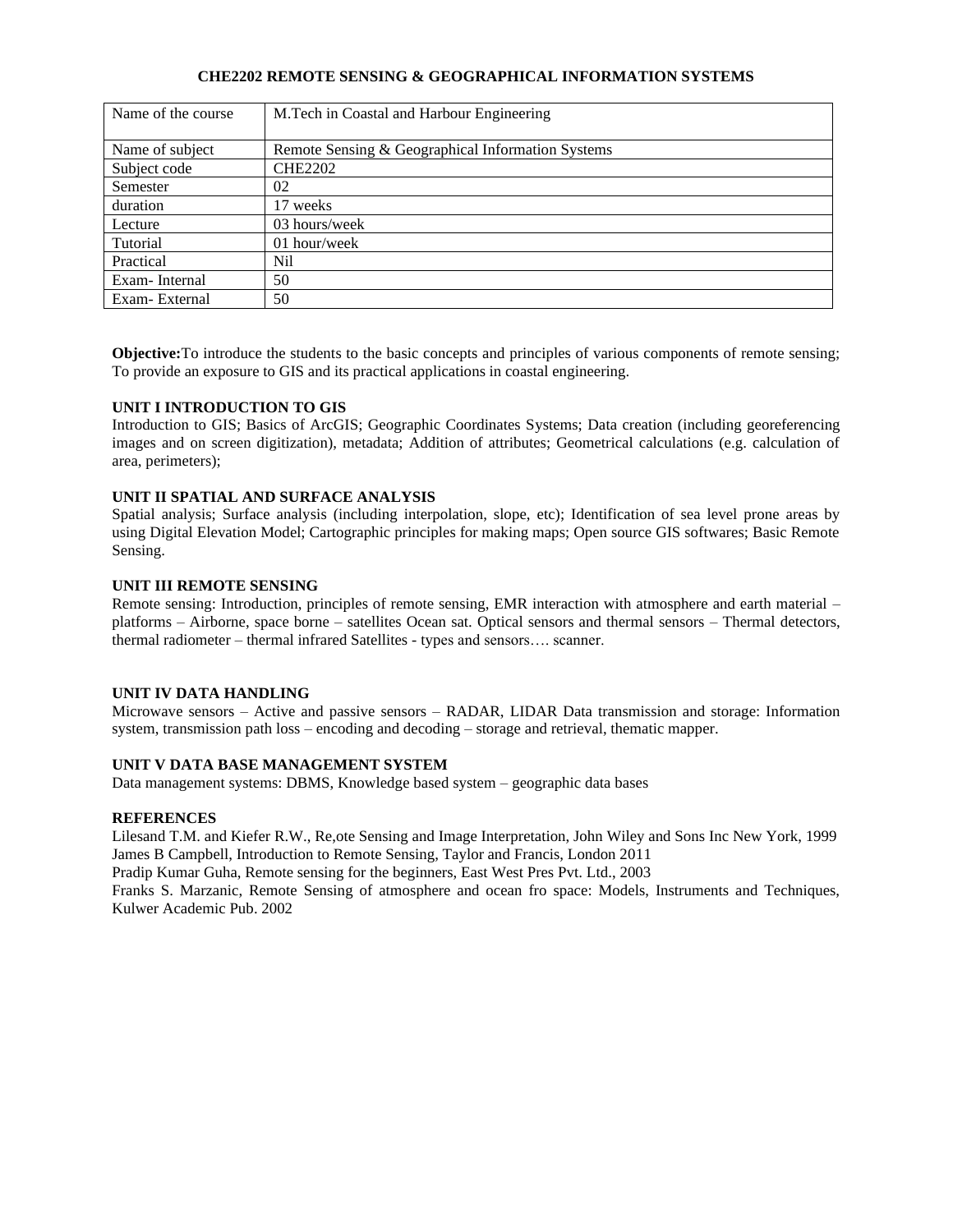# CHE2202 REMOTE SENSING & GEOGRAPHICAL INFORMATION SYSTEMS

| Name of the course | M.Tech in Coastal and Harbour Engineering |
|---|---|
| Name of subject | Remote Sensing & Geographical Information Systems |
| Subject code | CHE2202 |
| Semester | 02 |
| duration | 17 weeks |
| Lecture | 03 hours/week |
| Tutorial | 01 hour/week |
| Practical | Nil |
| Exam- Internal | 50 |
| Exam- External | 50 |

**Objective:**To introduce the students to the basic concepts and principles of various components of remote sensing; To provide an exposure to GIS and its practical applications in coastal engineering.

**UNIT I INTRODUCTION TO GIS**

Introduction to GIS; Basics of ArcGIS; Geographic Coordinates Systems; Data creation (including georeferencing images and on screen digitization), metadata; Addition of attributes; Geometrical calculations (e.g. calculation of area, perimeters);

**UNIT II SPATIAL AND SURFACE ANALYSIS**

Spatial analysis; Surface analysis (including interpolation, slope, etc); Identification of sea level prone areas by using Digital Elevation Model; Cartographic principles for making maps; Open source GIS softwares; Basic Remote Sensing.

**UNIT III REMOTE SENSING**

Remote sensing: Introduction, principles of remote sensing, EMR interaction with atmosphere and earth material – platforms – Airborne, space borne – satellites Ocean sat. Optical sensors and thermal sensors – Thermal detectors, thermal radiometer – thermal infrared Satellites - types and sensors…. scanner.

**UNIT IV DATA HANDLING**

Microwave sensors – Active and passive sensors – RADAR, LIDAR Data transmission and storage: Information system, transmission path loss – encoding and decoding – storage and retrieval, thematic mapper.

**UNIT V DATA BASE MANAGEMENT SYSTEM**

Data management systems: DBMS, Knowledge based system – geographic data bases

**REFERENCES**

Lilesand T.M. and Kiefer R.W., Re,ote Sensing and Image Interpretation, John Wiley and Sons Inc New York, 1999
James B Campbell, Introduction to Remote Sensing, Taylor and Francis, London 2011
Pradip Kumar Guha, Remote sensing for the beginners, East West Pres Pvt. Ltd., 2003
Franks S. Marzanic, Remote Sensing of atmosphere and ocean fro space: Models, Instruments and Techniques, Kulwer Academic Pub. 2002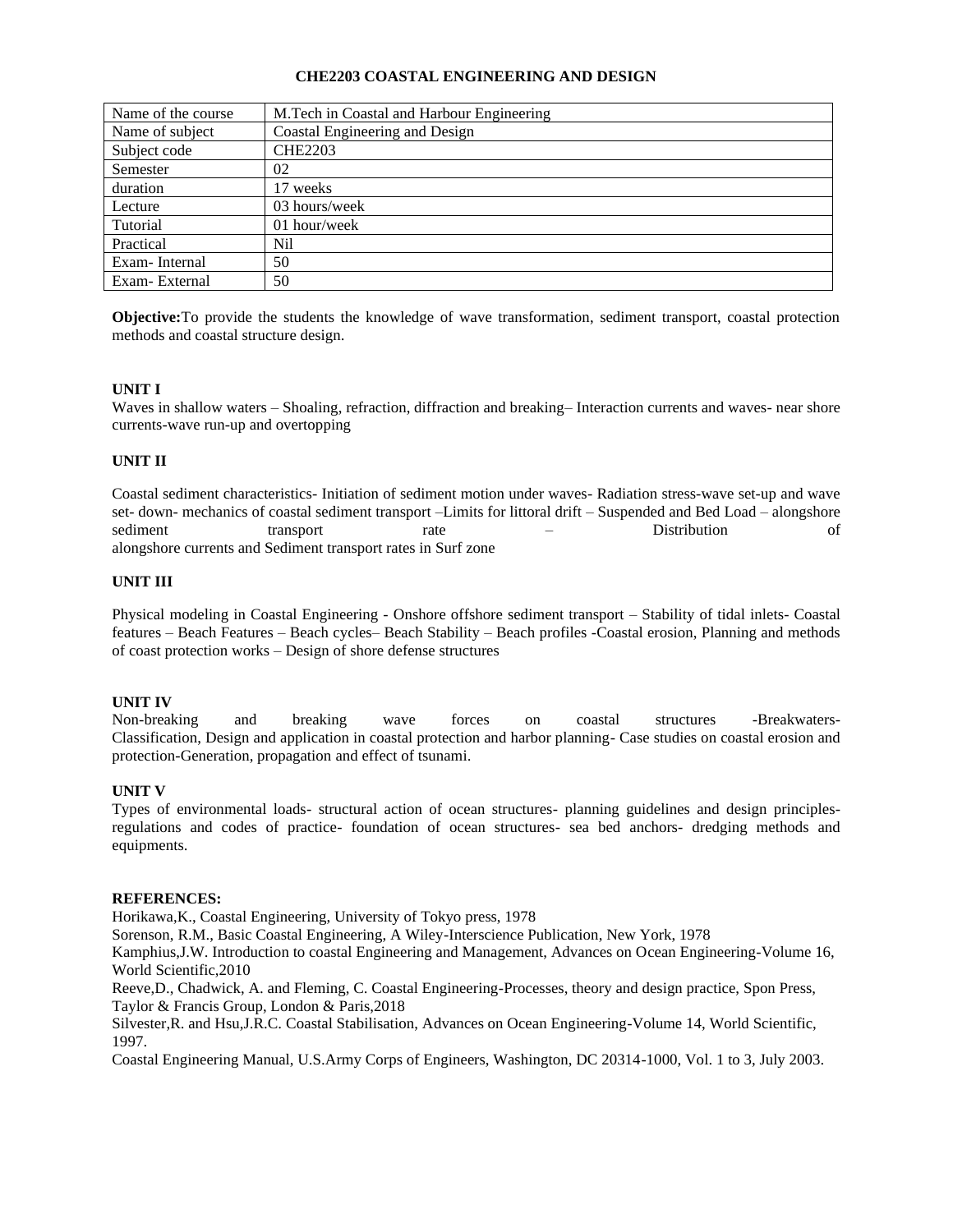# CHE2203 COASTAL ENGINEERING AND DESIGN

| Name of the course | M.Tech in Coastal and Harbour Engineering |
|---|---|
| Name of subject | Coastal Engineering and Design |
| Subject code | CHE2203 |
| Semester | 02 |
| duration | 17 weeks |
| Lecture | 03 hours/week |
| Tutorial | 01 hour/week |
| Practical | Nil |
| Exam- Internal | 50 |
| Exam- External | 50 |

**Objective:**To provide the students the knowledge of wave transformation, sediment transport, coastal protection methods and coastal structure design.

**UNIT I**

Waves in shallow waters – Shoaling, refraction, diffraction and breaking– Interaction currents and waves- near shore currents-wave run-up and overtopping

**UNIT II**

Coastal sediment characteristics- Initiation of sediment motion under waves- Radiation stress-wave set-up and wave set- down- mechanics of coastal sediment transport –Limits for littoral drift – Suspended and Bed Load – alongshore sediment transport rate – Distribution of alongshore currents and Sediment transport rates in Surf zone

**UNIT III**

Physical modeling in Coastal Engineering - Onshore offshore sediment transport – Stability of tidal inlets- Coastal features – Beach Features – Beach cycles– Beach Stability – Beach profiles -Coastal erosion, Planning and methods of coast protection works – Design of shore defense structures

**UNIT IV**

Non-breaking and breaking wave forces on coastal structures -Breakwaters- Classification, Design and application in coastal protection and harbor planning- Case studies on coastal erosion and protection-Generation, propagation and effect of tsunami.

**UNIT V**

Types of environmental loads- structural action of ocean structures- planning guidelines and design principles- regulations and codes of practice- foundation of ocean structures- sea bed anchors- dredging methods and equipments.

**REFERENCES:**

Horikawa,K., Coastal Engineering, University of Tokyo press, 1978

Sorenson, R.M., Basic Coastal Engineering, A Wiley-Interscience Publication, New York, 1978

Kamphius,J.W. Introduction to coastal Engineering and Management, Advances on Ocean Engineering-Volume 16, World Scientific,2010

Reeve,D., Chadwick, A. and Fleming, C. Coastal Engineering-Processes, theory and design practice, Spon Press, Taylor & Francis Group, London & Paris,2018

Silvester,R. and Hsu,J.R.C. Coastal Stabilisation, Advances on Ocean Engineering-Volume 14, World Scientific, 1997.

Coastal Engineering Manual, U.S.Army Corps of Engineers, Washington, DC 20314-1000, Vol. 1 to 3, July 2003.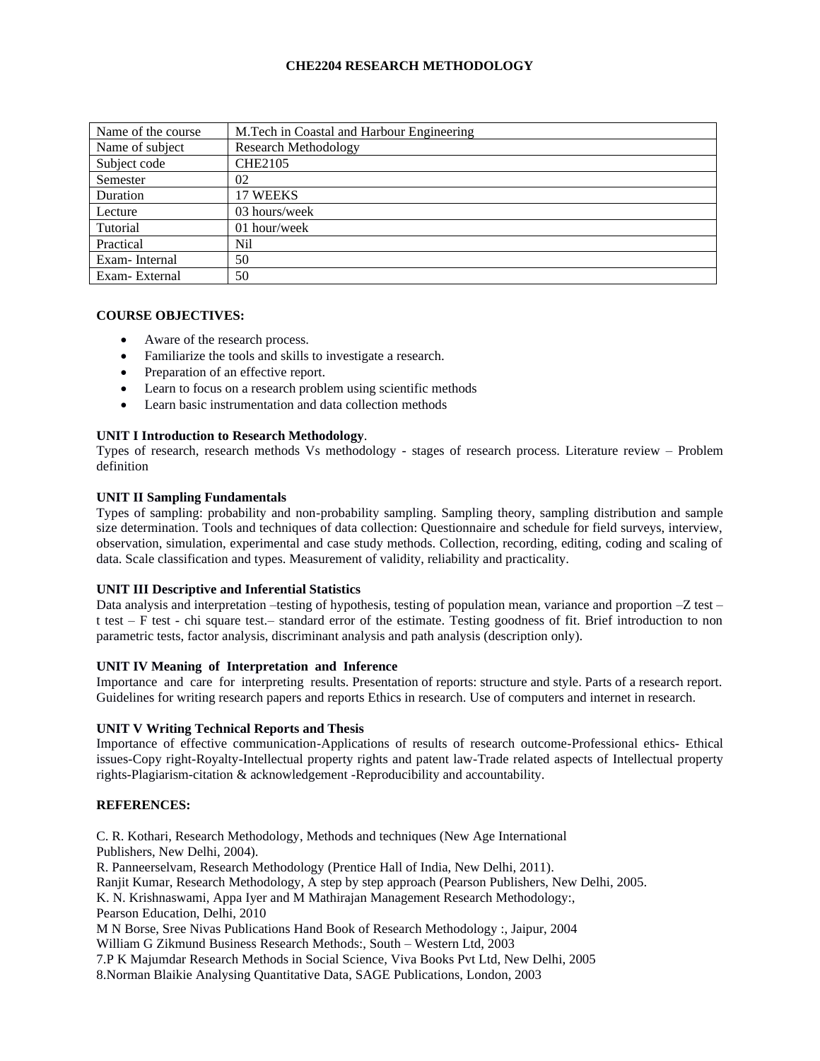# CHE2204 RESEARCH METHODOLOGY

| Name of the course | M.Tech in Coastal and Harbour Engineering |
|---|---|
| Name of subject | Research Methodology |
| Subject code | CHE2105 |
| Semester | 02 |
| Duration | 17 WEEKS |
| Lecture | 03 hours/week |
| Tutorial | 01 hour/week |
| Practical | Nil |
| Exam- Internal | 50 |
| Exam- External | 50 |

**COURSE OBJECTIVES:**

- Aware of the research process.
- Familiarize the tools and skills to investigate a research.
- Preparation of an effective report.
- Learn to focus on a research problem using scientific methods
- Learn basic instrumentation and data collection methods

**UNIT I Introduction to Research Methodology**.

Types of research, research methods Vs methodology - stages of research process. Literature review – Problem definition

**UNIT II Sampling Fundamentals**

Types of sampling: probability and non-probability sampling. Sampling theory, sampling distribution and sample size determination. Tools and techniques of data collection: Questionnaire and schedule for field surveys, interview, observation, simulation, experimental and case study methods. Collection, recording, editing, coding and scaling of data. Scale classification and types. Measurement of validity, reliability and practicality.

**UNIT III Descriptive and Inferential Statistics**

Data analysis and interpretation –testing of hypothesis, testing of population mean, variance and proportion –Z test – t test – F test - chi square test.– standard error of the estimate. Testing goodness of fit. Brief introduction to non parametric tests, factor analysis, discriminant analysis and path analysis (description only).

**UNIT IV Meaning of Interpretation and Inference**

Importance and care for interpreting results. Presentation of reports: structure and style. Parts of a research report. Guidelines for writing research papers and reports Ethics in research. Use of computers and internet in research.

**UNIT V Writing Technical Reports and Thesis**

Importance of effective communication-Applications of results of research outcome-Professional ethics- Ethical issues-Copy right-Royalty-Intellectual property rights and patent law-Trade related aspects of Intellectual property rights-Plagiarism-citation & acknowledgement -Reproducibility and accountability.

**REFERENCES:**

C. R. Kothari, Research Methodology, Methods and techniques (New Age International Publishers, New Delhi, 2004).
R. Panneerselvam, Research Methodology (Prentice Hall of India, New Delhi, 2011).
Ranjit Kumar, Research Methodology, A step by step approach (Pearson Publishers, New Delhi, 2005.
K. N. Krishnaswami, Appa Iyer and M Mathirajan Management Research Methodology:, Pearson Education, Delhi, 2010
M N Borse, Sree Nivas Publications Hand Book of Research Methodology :, Jaipur, 2004
William G Zikmund Business Research Methods:, South – Western Ltd, 2003
7.P K Majumdar Research Methods in Social Science, Viva Books Pvt Ltd, New Delhi, 2005
8.Norman Blaikie Analysing Quantitative Data, SAGE Publications, London, 2003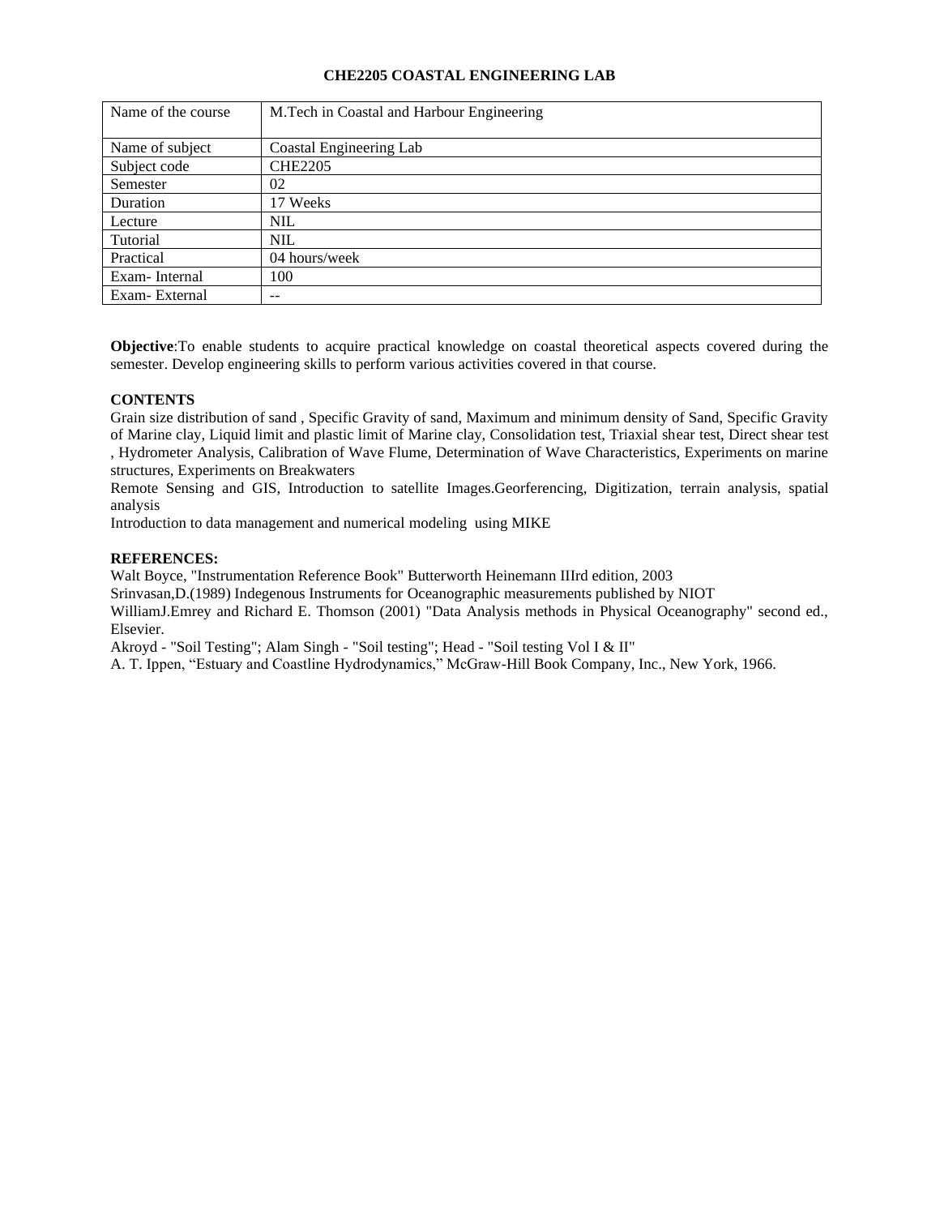## CHE2205 COASTAL ENGINEERING LAB

| Name of the course | M.Tech in Coastal and Harbour Engineering |
|---|---|
| Name of subject | Coastal Engineering Lab |
| Subject code | CHE2205 |
| Semester | 02 |
| Duration | 17 Weeks |
| Lecture | NIL |
| Tutorial | NIL |
| Practical | 04 hours/week |
| Exam- Internal | 100 |
| Exam- External | -- |

**Objective**:To enable students to acquire practical knowledge on coastal theoretical aspects covered during the semester. Develop engineering skills to perform various activities covered in that course.

**CONTENTS**

Grain size distribution of sand , Specific Gravity of sand, Maximum and minimum density of Sand, Specific Gravity of Marine clay, Liquid limit and plastic limit of Marine clay, Consolidation test, Triaxial shear test, Direct shear test , Hydrometer Analysis, Calibration of Wave Flume, Determination of Wave Characteristics, Experiments on marine structures, Experiments on Breakwaters

Remote Sensing and GIS, Introduction to satellite Images.Georferencing, Digitization, terrain analysis, spatial analysis

Introduction to data management and numerical modeling using MIKE

**REFERENCES:**

Walt Boyce, "Instrumentation Reference Book" Butterworth Heinemann IIIrd edition, 2003

Srinvasan,D.(1989) Indegenous Instruments for Oceanographic measurements published by NIOT

WilliamJ.Emrey and Richard E. Thomson (2001) "Data Analysis methods in Physical Oceanography" second ed., Elsevier.

Akroyd - "Soil Testing"; Alam Singh - "Soil testing"; Head - "Soil testing Vol I & II"

A. T. Ippen, “Estuary and Coastline Hydrodynamics,” McGraw-Hill Book Company, Inc., New York, 1966.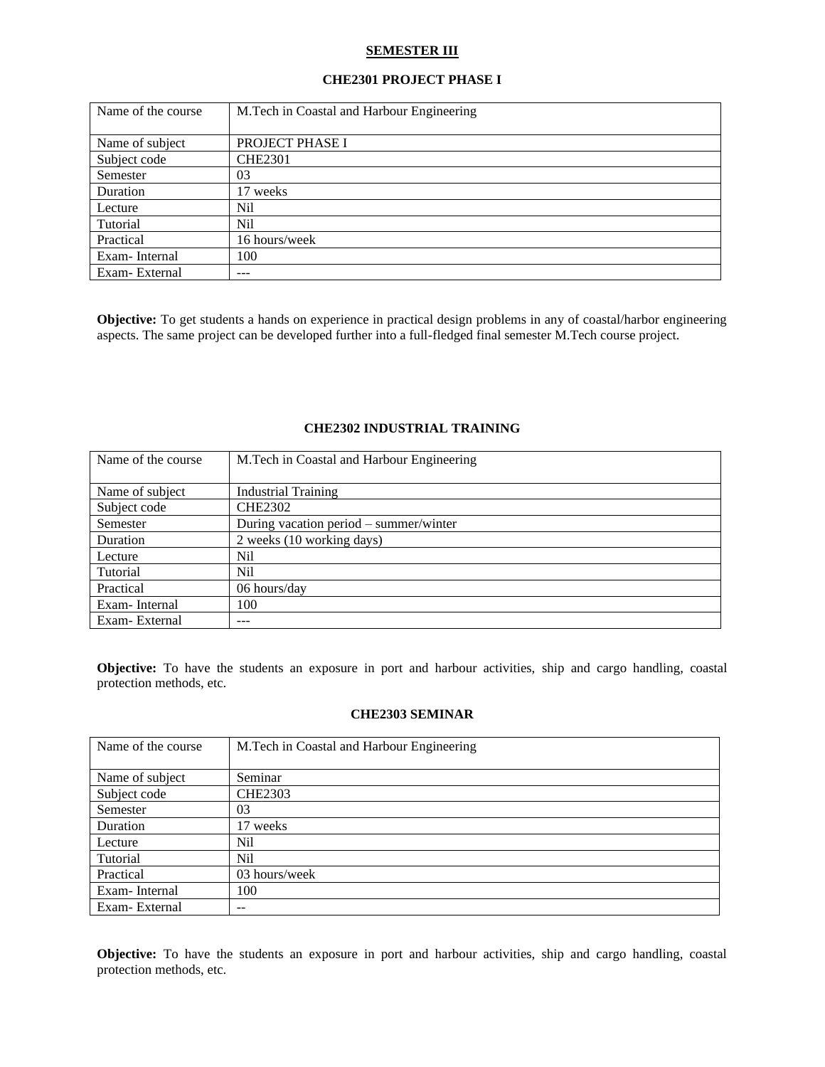## SEMESTER III

### CHE2301 PROJECT PHASE I

| Name of the course | M.Tech in Coastal and Harbour Engineering |
|---|---|
| Name of subject | PROJECT PHASE I |
| Subject code | CHE2301 |
| Semester | 03 |
| Duration | 17 weeks |
| Lecture | Nil |
| Tutorial | Nil |
| Practical | 16 hours/week |
| Exam- Internal | 100 |
| Exam- External | --- |

**Objective:** To get students a hands on experience in practical design problems in any of coastal/harbor engineering aspects. The same project can be developed further into a full-fledged final semester M.Tech course project.

### CHE2302 INDUSTRIAL TRAINING

| Name of the course | M.Tech in Coastal and Harbour Engineering |
|---|---|
| Name of subject | Industrial Training |
| Subject code | CHE2302 |
| Semester | During vacation period – summer/winter |
| Duration | 2 weeks (10 working days) |
| Lecture | Nil |
| Tutorial | Nil |
| Practical | 06 hours/day |
| Exam- Internal | 100 |
| Exam- External | --- |

**Objective:** To have the students an exposure in port and harbour activities, ship and cargo handling, coastal protection methods, etc.

### CHE2303 SEMINAR

| Name of the course | M.Tech in Coastal and Harbour Engineering |
|---|---|
| Name of subject | Seminar |
| Subject code | CHE2303 |
| Semester | 03 |
| Duration | 17 weeks |
| Lecture | Nil |
| Tutorial | Nil |
| Practical | 03 hours/week |
| Exam- Internal | 100 |
| Exam- External | -- |

**Objective:** To have the students an exposure in port and harbour activities, ship and cargo handling, coastal protection methods, etc.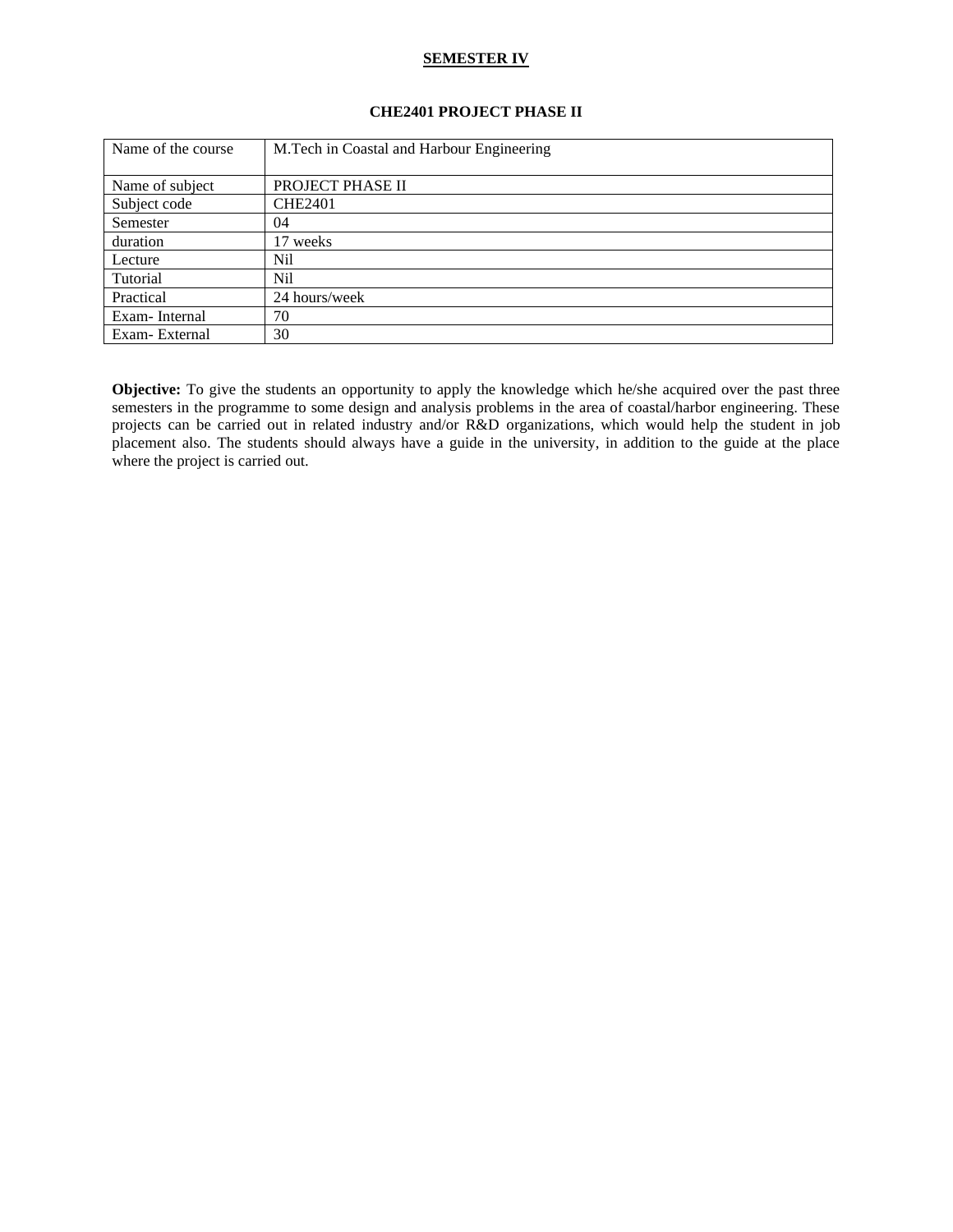## SEMESTER IV

### CHE2401 PROJECT PHASE II

| Name of the course | M.Tech in Coastal and Harbour Engineering |
|---|---|
| Name of subject | PROJECT PHASE II |
| Subject code | CHE2401 |
| Semester | 04 |
| duration | 17 weeks |
| Lecture | Nil |
| Tutorial | Nil |
| Practical | 24 hours/week |
| Exam- Internal | 70 |
| Exam- External | 30 |

**Objective:** To give the students an opportunity to apply the knowledge which he/she acquired over the past three semesters in the programme to some design and analysis problems in the area of coastal/harbor engineering. These projects can be carried out in related industry and/or R&D organizations, which would help the student in job placement also. The students should always have a guide in the university, in addition to the guide at the place where the project is carried out.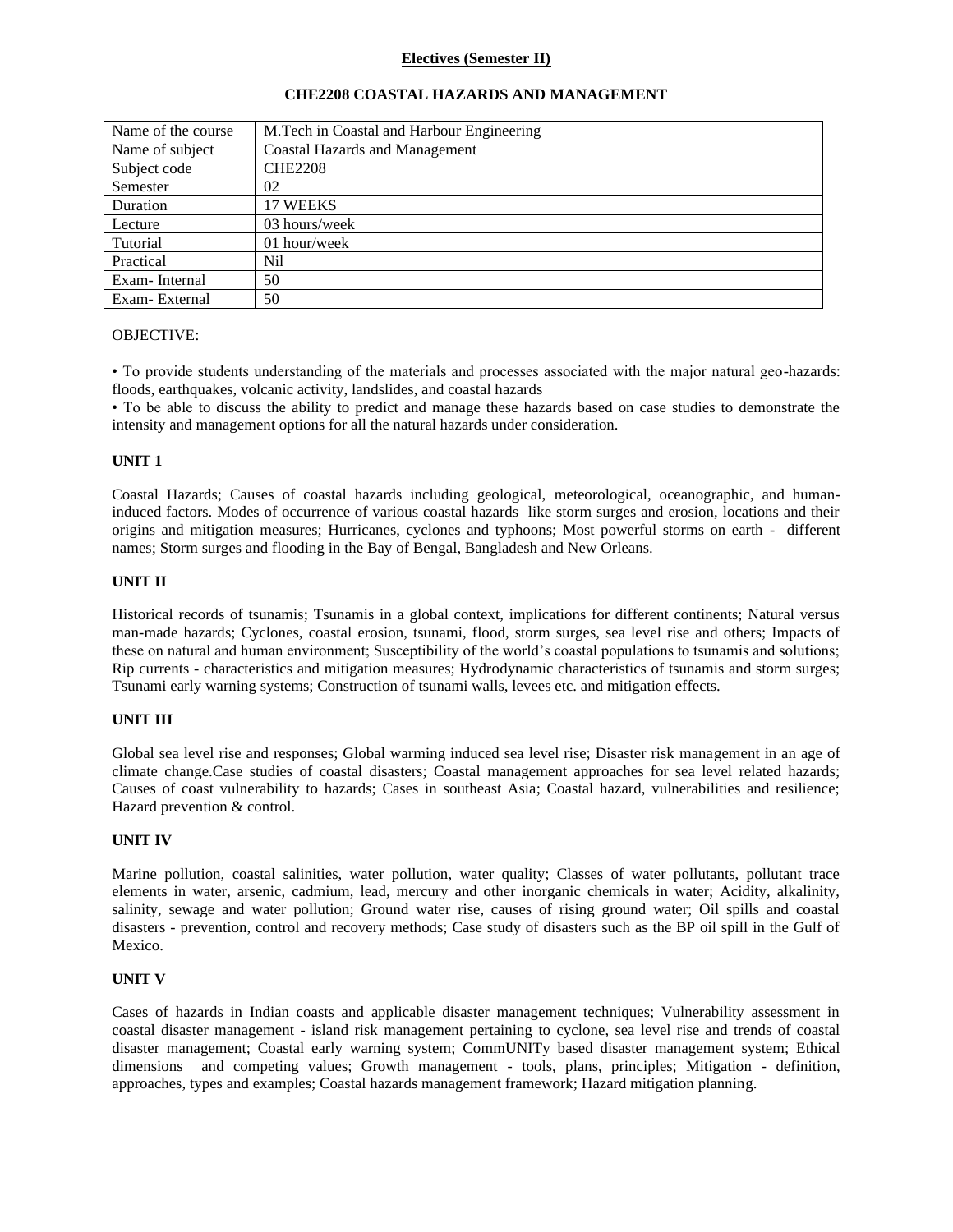## Electives (Semester II)

### CHE2208 COASTAL HAZARDS AND MANAGEMENT

| Name of the course | M.Tech in Coastal and Harbour Engineering |
|---|---|
| Name of subject | Coastal Hazards and Management |
| Subject code | CHE2208 |
| Semester | 02 |
| Duration | 17 WEEKS |
| Lecture | 03 hours/week |
| Tutorial | 01 hour/week |
| Practical | Nil |
| Exam- Internal | 50 |
| Exam- External | 50 |

OBJECTIVE:

• To provide students understanding of the materials and processes associated with the major natural geo-hazards: floods, earthquakes, volcanic activity, landslides, and coastal hazards
• To be able to discuss the ability to predict and manage these hazards based on case studies to demonstrate the intensity and management options for all the natural hazards under consideration.

**UNIT 1**

Coastal Hazards; Causes of coastal hazards including geological, meteorological, oceanographic, and human-induced factors. Modes of occurrence of various coastal hazards like storm surges and erosion, locations and their origins and mitigation measures; Hurricanes, cyclones and typhoons; Most powerful storms on earth - different names; Storm surges and flooding in the Bay of Bengal, Bangladesh and New Orleans.

**UNIT II**

Historical records of tsunamis; Tsunamis in a global context, implications for different continents; Natural versus man-made hazards; Cyclones, coastal erosion, tsunami, flood, storm surges, sea level rise and others; Impacts of these on natural and human environment; Susceptibility of the world's coastal populations to tsunamis and solutions; Rip currents - characteristics and mitigation measures; Hydrodynamic characteristics of tsunamis and storm surges; Tsunami early warning systems; Construction of tsunami walls, levees etc. and mitigation effects.

**UNIT III**

Global sea level rise and responses; Global warming induced sea level rise; Disaster risk management in an age of climate change.Case studies of coastal disasters; Coastal management approaches for sea level related hazards; Causes of coast vulnerability to hazards; Cases in southeast Asia; Coastal hazard, vulnerabilities and resilience; Hazard prevention & control.

**UNIT IV**

Marine pollution, coastal salinities, water pollution, water quality; Classes of water pollutants, pollutant trace elements in water, arsenic, cadmium, lead, mercury and other inorganic chemicals in water; Acidity, alkalinity, salinity, sewage and water pollution; Ground water rise, causes of rising ground water; Oil spills and coastal disasters - prevention, control and recovery methods; Case study of disasters such as the BP oil spill in the Gulf of Mexico.

**UNIT V**

Cases of hazards in Indian coasts and applicable disaster management techniques; Vulnerability assessment in coastal disaster management - island risk management pertaining to cyclone, sea level rise and trends of coastal disaster management; Coastal early warning system; CommUNITy based disaster management system; Ethical dimensions and competing values; Growth management - tools, plans, principles; Mitigation - definition, approaches, types and examples; Coastal hazards management framework; Hazard mitigation planning.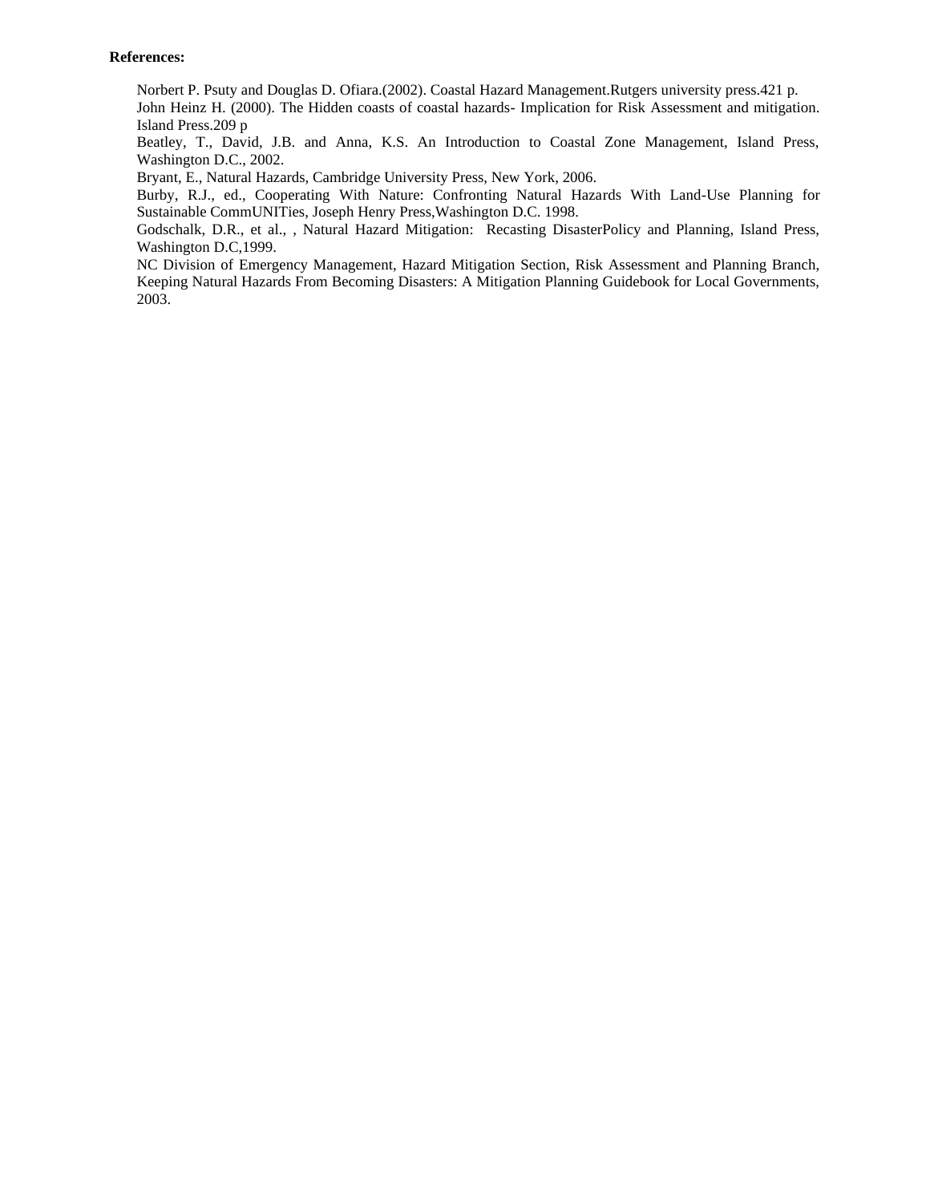**References:**

Norbert P. Psuty and Douglas D. Ofiara.(2002). Coastal Hazard Management.Rutgers university press.421 p.

John Heinz H. (2000). The Hidden coasts of coastal hazards- Implication for Risk Assessment and mitigation. Island Press.209 p

Beatley, T., David, J.B. and Anna, K.S. An Introduction to Coastal Zone Management, Island Press, Washington D.C., 2002.

Bryant, E., Natural Hazards, Cambridge University Press, New York, 2006.

Burby, R.J., ed., Cooperating With Nature: Confronting Natural Hazards With Land-Use Planning for Sustainable CommUNITies, Joseph Henry Press,Washington D.C. 1998.

Godschalk, D.R., et al., , Natural Hazard Mitigation:  Recasting DisasterPolicy and Planning, Island Press, Washington D.C,1999.

NC Division of Emergency Management, Hazard Mitigation Section, Risk Assessment and Planning Branch, Keeping Natural Hazards From Becoming Disasters: A Mitigation Planning Guidebook for Local Governments, 2003.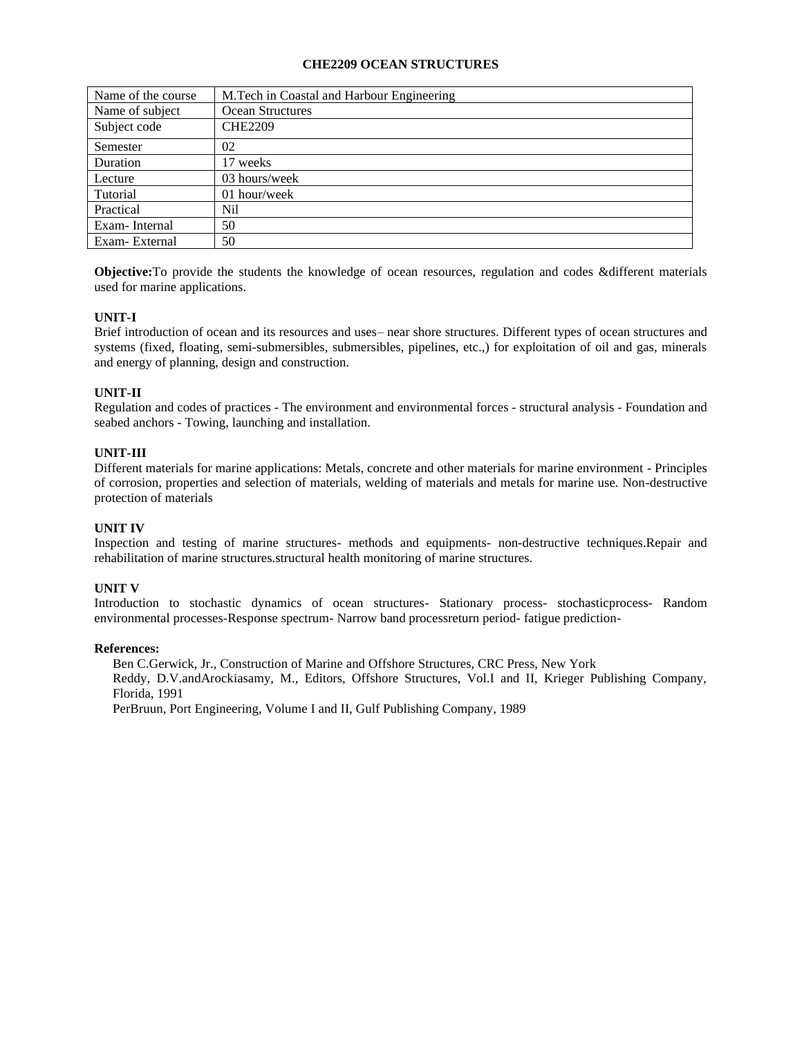# CHE2209 OCEAN STRUCTURES

| Name of the course | M.Tech in Coastal and Harbour Engineering |
|---|---|
| Name of subject | Ocean Structures |
| Subject code | CHE2209 |
| Semester | 02 |
| Duration | 17 weeks |
| Lecture | 03 hours/week |
| Tutorial | 01 hour/week |
| Practical | Nil |
| Exam- Internal | 50 |
| Exam- External | 50 |

**Objective:**To provide the students the knowledge of ocean resources, regulation and codes &different materials used for marine applications.

**UNIT-I**

Brief introduction of ocean and its resources and uses– near shore structures. Different types of ocean structures and systems (fixed, floating, semi-submersibles, submersibles, pipelines, etc.,) for exploitation of oil and gas, minerals and energy of planning, design and construction.

**UNIT-II**

Regulation and codes of practices - The environment and environmental forces - structural analysis - Foundation and seabed anchors - Towing, launching and installation.

**UNIT-III**

Different materials for marine applications: Metals, concrete and other materials for marine environment - Principles of corrosion, properties and selection of materials, welding of materials and metals for marine use. Non-destructive protection of materials

**UNIT IV**

Inspection and testing of marine structures- methods and equipments- non-destructive techniques.Repair and rehabilitation of marine structures.structural health monitoring of marine structures.

**UNIT V**

Introduction to stochastic dynamics of ocean structures- Stationary process- stochasticprocess- Random environmental processes-Response spectrum- Narrow band processreturn period- fatigue prediction-

**References:**

Ben C.Gerwick, Jr., Construction of Marine and Offshore Structures, CRC Press, New York

Reddy, D.V.andArockiasamy, M., Editors, Offshore Structures, Vol.I and II, Krieger Publishing Company, Florida, 1991

PerBruun, Port Engineering, Volume I and II, Gulf Publishing Company, 1989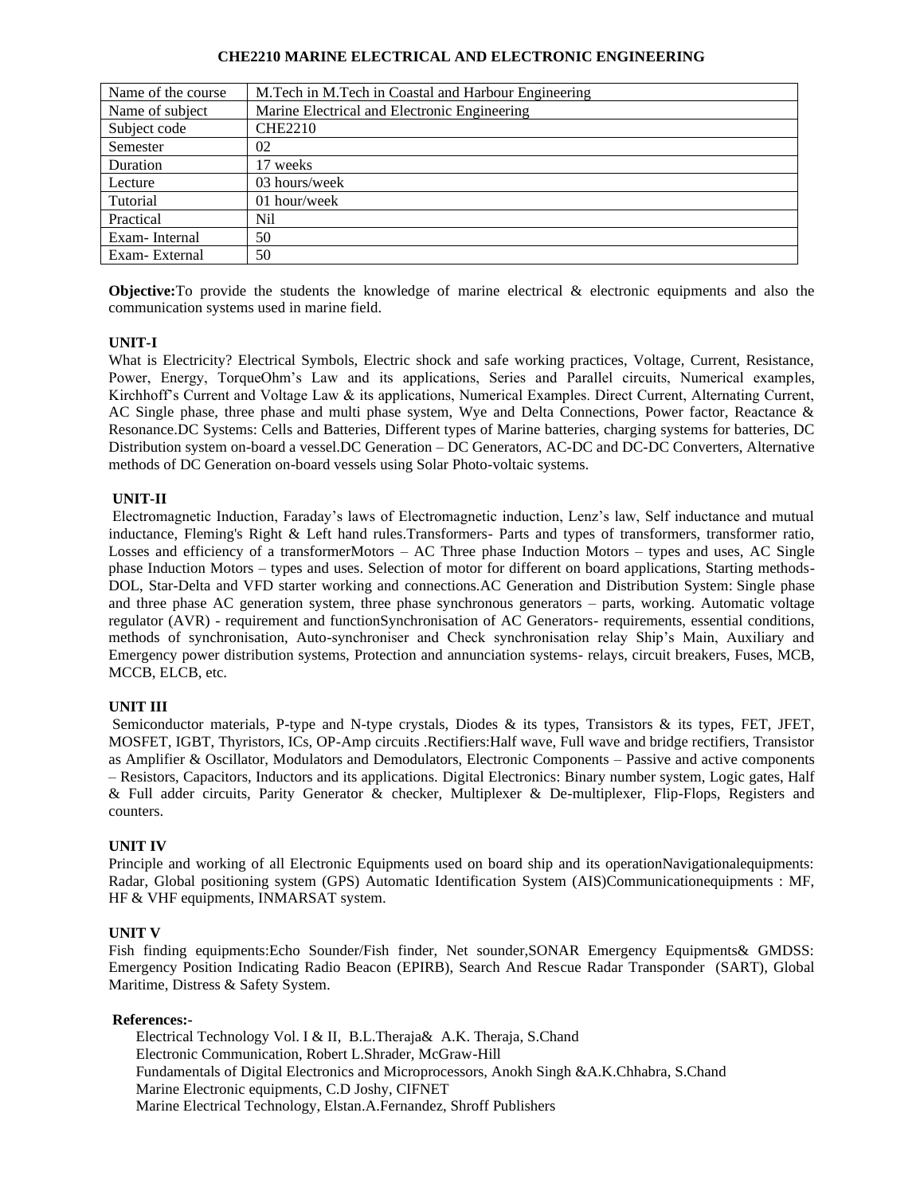# CHE2210 MARINE ELECTRICAL AND ELECTRONIC ENGINEERING

| Name of the course | M.Tech in M.Tech in Coastal and Harbour Engineering |
|---|---|
| Name of subject | Marine Electrical and Electronic Engineering |
| Subject code | CHE2210 |
| Semester | 02 |
| Duration | 17 weeks |
| Lecture | 03 hours/week |
| Tutorial | 01 hour/week |
| Practical | Nil |
| Exam- Internal | 50 |
| Exam- External | 50 |

**Objective:**To provide the students the knowledge of marine electrical & electronic equipments and also the communication systems used in marine field.

**UNIT-I**

What is Electricity? Electrical Symbols, Electric shock and safe working practices, Voltage, Current, Resistance, Power, Energy, TorqueOhm's Law and its applications, Series and Parallel circuits, Numerical examples, Kirchhoff's Current and Voltage Law & its applications, Numerical Examples. Direct Current, Alternating Current, AC Single phase, three phase and multi phase system, Wye and Delta Connections, Power factor, Reactance & Resonance.DC Systems: Cells and Batteries, Different types of Marine batteries, charging systems for batteries, DC Distribution system on-board a vessel.DC Generation – DC Generators, AC-DC and DC-DC Converters, Alternative methods of DC Generation on-board vessels using Solar Photo-voltaic systems.

**UNIT-II**

Electromagnetic Induction, Faraday's laws of Electromagnetic induction, Lenz's law, Self inductance and mutual inductance, Fleming's Right & Left hand rules.Transformers- Parts and types of transformers, transformer ratio, Losses and efficiency of a transformerMotors – AC Three phase Induction Motors – types and uses, AC Single phase Induction Motors – types and uses. Selection of motor for different on board applications, Starting methods- DOL, Star-Delta and VFD starter working and connections.AC Generation and Distribution System: Single phase and three phase AC generation system, three phase synchronous generators – parts, working. Automatic voltage regulator (AVR) - requirement and functionSynchronisation of AC Generators- requirements, essential conditions, methods of synchronisation, Auto-synchroniser and Check synchronisation relay Ship's Main, Auxiliary and Emergency power distribution systems, Protection and annunciation systems- relays, circuit breakers, Fuses, MCB, MCCB, ELCB, etc.

**UNIT III**

Semiconductor materials, P-type and N-type crystals, Diodes & its types, Transistors & its types, FET, JFET, MOSFET, IGBT, Thyristors, ICs, OP-Amp circuits .Rectifiers:Half wave, Full wave and bridge rectifiers, Transistor as Amplifier & Oscillator, Modulators and Demodulators, Electronic Components – Passive and active components – Resistors, Capacitors, Inductors and its applications. Digital Electronics: Binary number system, Logic gates, Half & Full adder circuits, Parity Generator & checker, Multiplexer & De-multiplexer, Flip-Flops, Registers and counters.

**UNIT IV**

Principle and working of all Electronic Equipments used on board ship and its operationNavigationalequipments: Radar, Global positioning system (GPS) Automatic Identification System (AIS)Communicationequipments : MF, HF & VHF equipments, INMARSAT system.

**UNIT V**

Fish finding equipments:Echo Sounder/Fish finder, Net sounder,SONAR Emergency Equipments& GMDSS: Emergency Position Indicating Radio Beacon (EPIRB), Search And Rescue Radar Transponder (SART), Global Maritime, Distress & Safety System.

**References:-**

Electrical Technology Vol. I & II, B.L.Theraja& A.K. Theraja, S.Chand
Electronic Communication, Robert L.Shrader, McGraw-Hill
Fundamentals of Digital Electronics and Microprocessors, Anokh Singh &A.K.Chhabra, S.Chand
Marine Electronic equipments, C.D Joshy, CIFNET
Marine Electrical Technology, Elstan.A.Fernandez, Shroff Publishers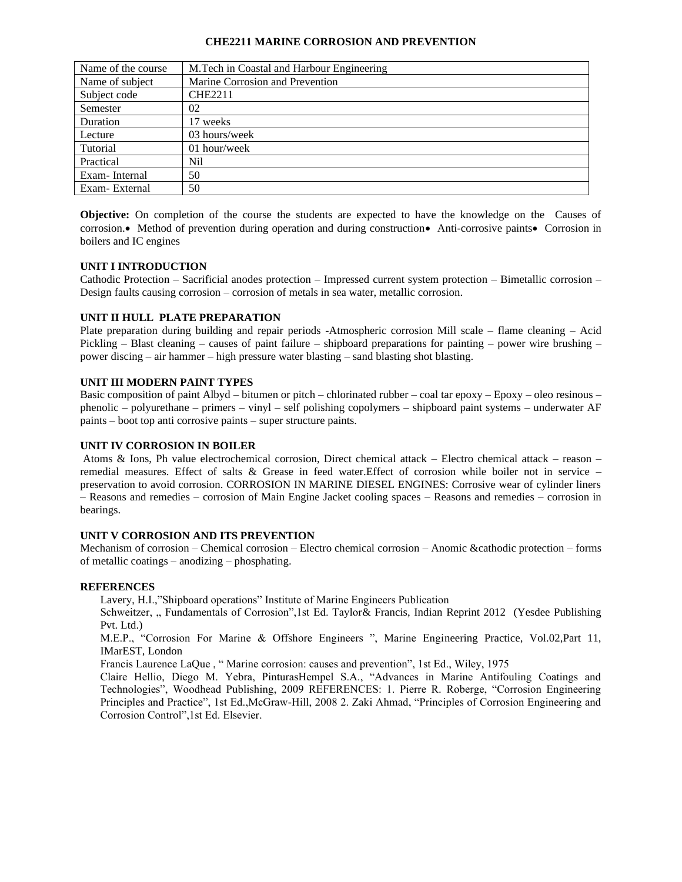# CHE2211 MARINE CORROSION AND PREVENTION

| Name of the course | M.Tech in Coastal and Harbour Engineering |
|---|---|
| Name of subject | Marine Corrosion and Prevention |
| Subject code | CHE2211 |
| Semester | 02 |
| Duration | 17 weeks |
| Lecture | 03 hours/week |
| Tutorial | 01 hour/week |
| Practical | Nil |
| Exam- Internal | 50 |
| Exam- External | 50 |

**Objective:** On completion of the course the students are expected to have the knowledge on the Causes of corrosion.• Method of prevention during operation and during construction• Anti-corrosive paints• Corrosion in boilers and IC engines

### UNIT I INTRODUCTION

Cathodic Protection – Sacrificial anodes protection – Impressed current system protection – Bimetallic corrosion – Design faults causing corrosion – corrosion of metals in sea water, metallic corrosion.

### UNIT II HULL PLATE PREPARATION

Plate preparation during building and repair periods -Atmospheric corrosion Mill scale – flame cleaning – Acid Pickling – Blast cleaning – causes of paint failure – shipboard preparations for painting – power wire brushing – power discing – air hammer – high pressure water blasting – sand blasting shot blasting.

### UNIT III MODERN PAINT TYPES

Basic composition of paint Albyd – bitumen or pitch – chlorinated rubber – coal tar epoxy – Epoxy – oleo resinous – phenolic – polyurethane – primers – vinyl – self polishing copolymers – shipboard paint systems – underwater AF paints – boot top anti corrosive paints – super structure paints.

### UNIT IV CORROSION IN BOILER

Atoms & Ions, Ph value electrochemical corrosion, Direct chemical attack – Electro chemical attack – reason – remedial measures. Effect of salts & Grease in feed water.Effect of corrosion while boiler not in service – preservation to avoid corrosion. CORROSION IN MARINE DIESEL ENGINES: Corrosive wear of cylinder liners – Reasons and remedies – corrosion of Main Engine Jacket cooling spaces – Reasons and remedies – corrosion in bearings.

### UNIT V CORROSION AND ITS PREVENTION

Mechanism of corrosion – Chemical corrosion – Electro chemical corrosion – Anomic &cathodic protection – forms of metallic coatings – anodizing – phosphating.

### REFERENCES

Lavery, H.I.,"Shipboard operations" Institute of Marine Engineers Publication

Schweitzer, „ Fundamentals of Corrosion",1st Ed. Taylor& Francis, Indian Reprint 2012 (Yesdee Publishing Pvt. Ltd.)

M.E.P., "Corrosion For Marine & Offshore Engineers ", Marine Engineering Practice, Vol.02,Part 11, IMarEST, London

Francis Laurence LaQue , " Marine corrosion: causes and prevention", 1st Ed., Wiley, 1975

Claire Hellio, Diego M. Yebra, PinturasHempel S.A., "Advances in Marine Antifouling Coatings and Technologies", Woodhead Publishing, 2009 REFERENCES: 1. Pierre R. Roberge, "Corrosion Engineering Principles and Practice", 1st Ed.,McGraw-Hill, 2008 2. Zaki Ahmad, "Principles of Corrosion Engineering and Corrosion Control",1st Ed. Elsevier.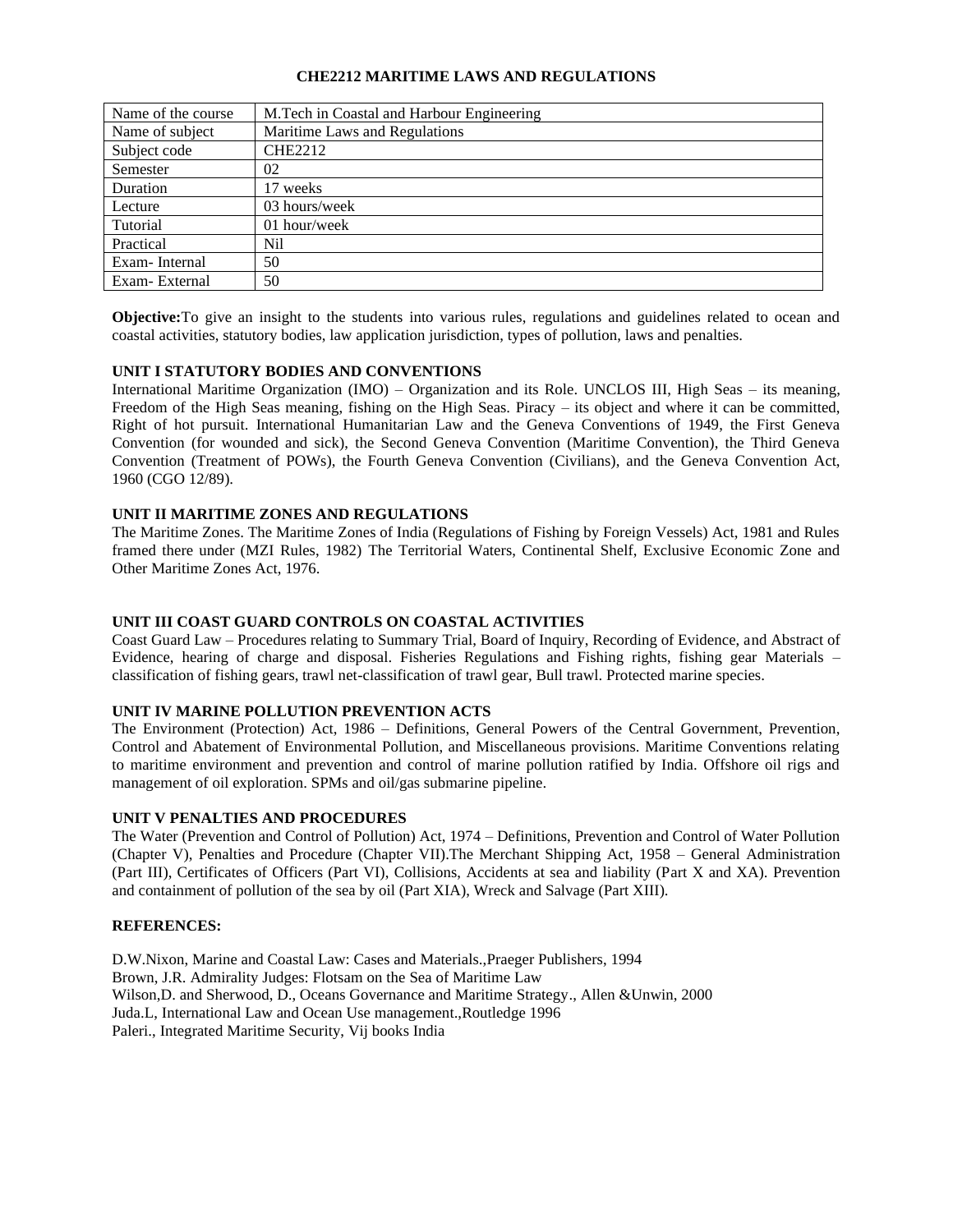# CHE2212 MARITIME LAWS AND REGULATIONS

| Name of the course | M.Tech in Coastal and Harbour Engineering |
|---|---|
| Name of subject | Maritime Laws and Regulations |
| Subject code | CHE2212 |
| Semester | 02 |
| Duration | 17 weeks |
| Lecture | 03 hours/week |
| Tutorial | 01 hour/week |
| Practical | Nil |
| Exam- Internal | 50 |
| Exam- External | 50 |

**Objective:**To give an insight to the students into various rules, regulations and guidelines related to ocean and coastal activities, statutory bodies, law application jurisdiction, types of pollution, laws and penalties.

**UNIT I STATUTORY BODIES AND CONVENTIONS**

International Maritime Organization (IMO) – Organization and its Role. UNCLOS III, High Seas – its meaning, Freedom of the High Seas meaning, fishing on the High Seas. Piracy – its object and where it can be committed, Right of hot pursuit. International Humanitarian Law and the Geneva Conventions of 1949, the First Geneva Convention (for wounded and sick), the Second Geneva Convention (Maritime Convention), the Third Geneva Convention (Treatment of POWs), the Fourth Geneva Convention (Civilians), and the Geneva Convention Act, 1960 (CGO 12/89).

**UNIT II MARITIME ZONES AND REGULATIONS**

The Maritime Zones. The Maritime Zones of India (Regulations of Fishing by Foreign Vessels) Act, 1981 and Rules framed there under (MZI Rules, 1982) The Territorial Waters, Continental Shelf, Exclusive Economic Zone and Other Maritime Zones Act, 1976.

**UNIT III COAST GUARD CONTROLS ON COASTAL ACTIVITIES**

Coast Guard Law – Procedures relating to Summary Trial, Board of Inquiry, Recording of Evidence, and Abstract of Evidence, hearing of charge and disposal. Fisheries Regulations and Fishing rights, fishing gear Materials – classification of fishing gears, trawl net-classification of trawl gear, Bull trawl. Protected marine species.

**UNIT IV MARINE POLLUTION PREVENTION ACTS**

The Environment (Protection) Act, 1986 – Definitions, General Powers of the Central Government, Prevention, Control and Abatement of Environmental Pollution, and Miscellaneous provisions. Maritime Conventions relating to maritime environment and prevention and control of marine pollution ratified by India. Offshore oil rigs and management of oil exploration. SPMs and oil/gas submarine pipeline.

**UNIT V PENALTIES AND PROCEDURES**

The Water (Prevention and Control of Pollution) Act, 1974 – Definitions, Prevention and Control of Water Pollution (Chapter V), Penalties and Procedure (Chapter VII).The Merchant Shipping Act, 1958 – General Administration (Part III), Certificates of Officers (Part VI), Collisions, Accidents at sea and liability (Part X and XA). Prevention and containment of pollution of the sea by oil (Part XIA), Wreck and Salvage (Part XIII).

**REFERENCES:**

D.W.Nixon, Marine and Coastal Law: Cases and Materials.,Praeger Publishers, 1994
Brown, J.R. Admirality Judges: Flotsam on the Sea of Maritime Law
Wilson,D. and Sherwood, D., Oceans Governance and Maritime Strategy., Allen &Unwin, 2000
Juda.L, International Law and Ocean Use management.,Routledge 1996
Paleri., Integrated Maritime Security, Vij books India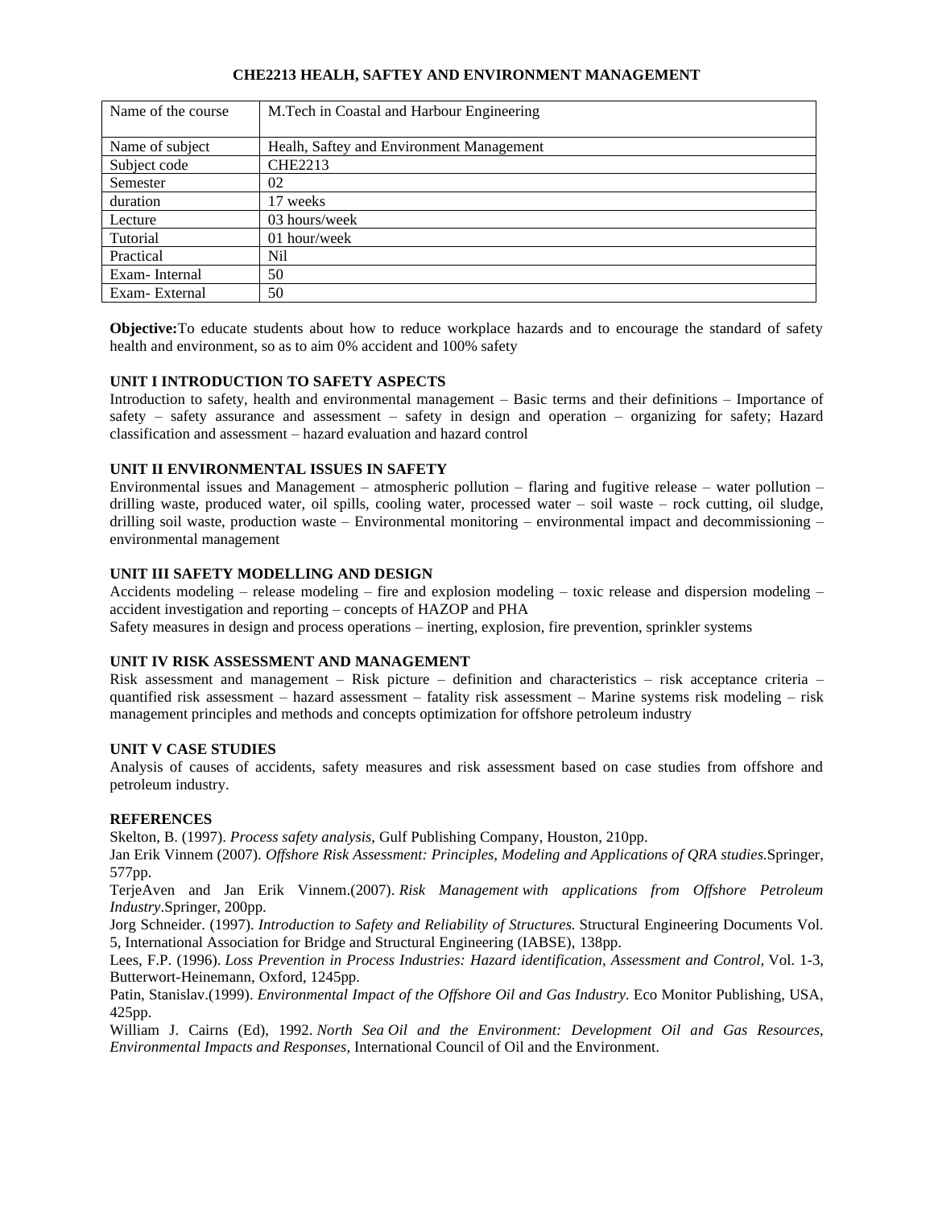# CHE2213 HEALH, SAFTEY AND ENVIRONMENT MANAGEMENT

| Name of the course | M.Tech in Coastal and Harbour Engineering |
|---|---|
| Name of subject | Healh, Saftey and Environment Management |
| Subject code | CHE2213 |
| Semester | 02 |
| duration | 17 weeks |
| Lecture | 03 hours/week |
| Tutorial | 01 hour/week |
| Practical | Nil |
| Exam- Internal | 50 |
| Exam- External | 50 |

**Objective:**To educate students about how to reduce workplace hazards and to encourage the standard of safety health and environment, so as to aim 0% accident and 100% safety

## UNIT I INTRODUCTION TO SAFETY ASPECTS

Introduction to safety, health and environmental management – Basic terms and their definitions – Importance of safety – safety assurance and assessment – safety in design and operation – organizing for safety; Hazard classification and assessment – hazard evaluation and hazard control

## UNIT II ENVIRONMENTAL ISSUES IN SAFETY

Environmental issues and Management – atmospheric pollution – flaring and fugitive release – water pollution – drilling waste, produced water, oil spills, cooling water, processed water – soil waste – rock cutting, oil sludge, drilling soil waste, production waste – Environmental monitoring – environmental impact and decommissioning – environmental management

## UNIT III SAFETY MODELLING AND DESIGN

Accidents modeling – release modeling – fire and explosion modeling – toxic release and dispersion modeling – accident investigation and reporting – concepts of HAZOP and PHA

Safety measures in design and process operations – inerting, explosion, fire prevention, sprinkler systems

## UNIT IV RISK ASSESSMENT AND MANAGEMENT

Risk assessment and management – Risk picture – definition and characteristics – risk acceptance criteria – quantified risk assessment – hazard assessment – fatality risk assessment – Marine systems risk modeling – risk management principles and methods and concepts optimization for offshore petroleum industry

## UNIT V CASE STUDIES

Analysis of causes of accidents, safety measures and risk assessment based on case studies from offshore and petroleum industry.

## REFERENCES

Skelton, B. (1997). *Process safety analysis,* Gulf Publishing Company, Houston, 210pp.

Jan Erik Vinnem (2007). *Offshore Risk Assessment: Principles, Modeling and Applications of QRA studies.*Springer, 577pp.

TerjeAven and Jan Erik Vinnem.(2007). *Risk Management with applications from Offshore Petroleum Industry*.Springer, 200pp.

Jorg Schneider. (1997). *Introduction to Safety and Reliability of Structures.* Structural Engineering Documents Vol. 5, International Association for Bridge and Structural Engineering (IABSE), 138pp.

Lees, F.P. (1996). *Loss Prevention in Process Industries: Hazard identification, Assessment and Control,* Vol. 1-3, Butterworth-Heinemann, Oxford, 1245pp.

Patin, Stanislav.(1999). *Environmental Impact of the Offshore Oil and Gas Industry*. Eco Monitor Publishing, USA, 425pp.

William J. Cairns (Ed), 1992. *North Sea Oil and the Environment: Development Oil and Gas Resources, Environmental Impacts and Responses*, International Council of Oil and the Environment.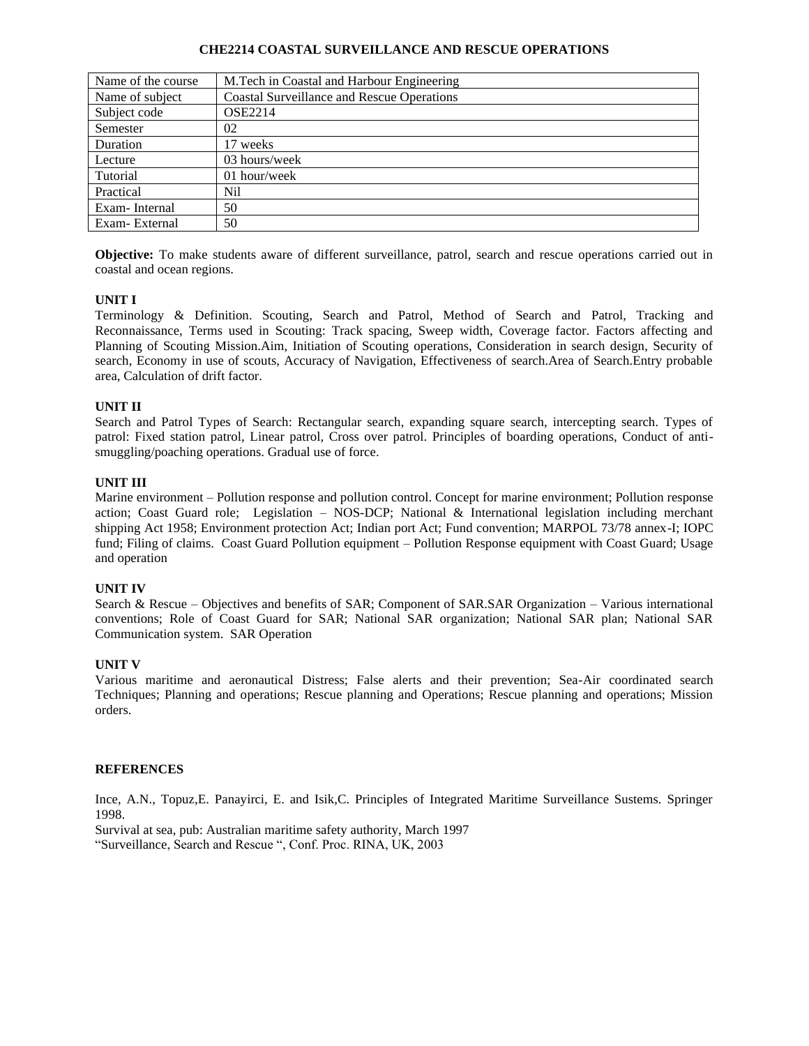# CHE2214 COASTAL SURVEILLANCE AND RESCUE OPERATIONS

| Name of the course | M.Tech in Coastal and Harbour Engineering |
|---|---|
| Name of subject | Coastal Surveillance and Rescue Operations |
| Subject code | OSE2214 |
| Semester | 02 |
| Duration | 17 weeks |
| Lecture | 03 hours/week |
| Tutorial | 01 hour/week |
| Practical | Nil |
| Exam- Internal | 50 |
| Exam- External | 50 |

**Objective:** To make students aware of different surveillance, patrol, search and rescue operations carried out in coastal and ocean regions.

**UNIT I**

Terminology & Definition. Scouting, Search and Patrol, Method of Search and Patrol, Tracking and Reconnaissance, Terms used in Scouting: Track spacing, Sweep width, Coverage factor. Factors affecting and Planning of Scouting Mission.Aim, Initiation of Scouting operations, Consideration in search design, Security of search, Economy in use of scouts, Accuracy of Navigation, Effectiveness of search.Area of Search.Entry probable area, Calculation of drift factor.

**UNIT II**

Search and Patrol Types of Search: Rectangular search, expanding square search, intercepting search. Types of patrol: Fixed station patrol, Linear patrol, Cross over patrol. Principles of boarding operations, Conduct of anti-smuggling/poaching operations. Gradual use of force.

**UNIT III**

Marine environment – Pollution response and pollution control. Concept for marine environment; Pollution response action; Coast Guard role; Legislation – NOS-DCP; National & International legislation including merchant shipping Act 1958; Environment protection Act; Indian port Act; Fund convention; MARPOL 73/78 annex-I; IOPC fund; Filing of claims. Coast Guard Pollution equipment – Pollution Response equipment with Coast Guard; Usage and operation

**UNIT IV**

Search & Rescue – Objectives and benefits of SAR; Component of SAR.SAR Organization – Various international conventions; Role of Coast Guard for SAR; National SAR organization; National SAR plan; National SAR Communication system. SAR Operation

**UNIT V**

Various maritime and aeronautical Distress; False alerts and their prevention; Sea-Air coordinated search Techniques; Planning and operations; Rescue planning and Operations; Rescue planning and operations; Mission orders.

**REFERENCES**

Ince, A.N., Topuz,E. Panayirci, E. and Isik,C. Principles of Integrated Maritime Surveillance Sustems. Springer 1998.

Survival at sea, pub: Australian maritime safety authority, March 1997

"Surveillance, Search and Rescue ", Conf. Proc. RINA, UK, 2003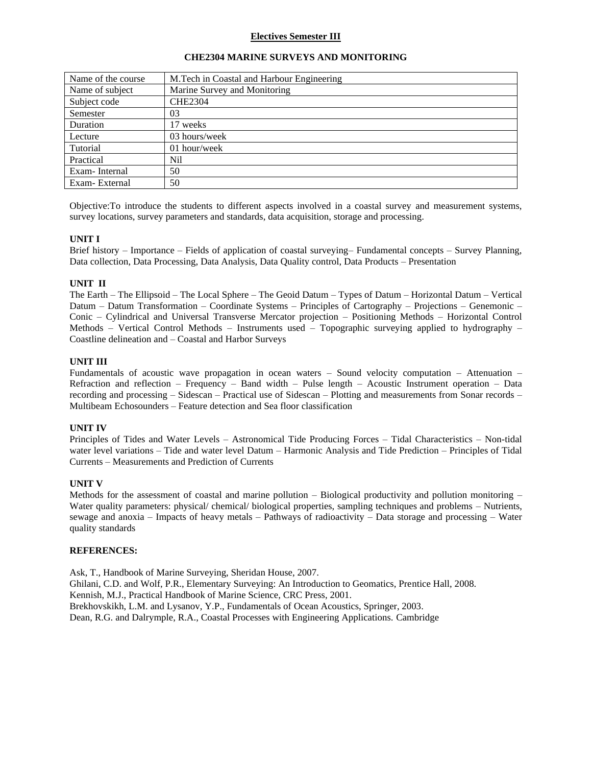## Electives Semester III

### CHE2304 MARINE SURVEYS AND MONITORING

| Name of the course | M.Tech in Coastal and Harbour Engineering |
|---|---|
| Name of subject | Marine Survey and Monitoring |
| Subject code | CHE2304 |
| Semester | 03 |
| Duration | 17 weeks |
| Lecture | 03 hours/week |
| Tutorial | 01 hour/week |
| Practical | Nil |
| Exam- Internal | 50 |
| Exam- External | 50 |

Objective:To introduce the students to different aspects involved in a coastal survey and measurement systems, survey locations, survey parameters and standards, data acquisition, storage and processing.

**UNIT I**

Brief history – Importance – Fields of application of coastal surveying– Fundamental concepts – Survey Planning, Data collection, Data Processing, Data Analysis, Data Quality control, Data Products – Presentation

**UNIT II**

The Earth – The Ellipsoid – The Local Sphere – The Geoid Datum – Types of Datum – Horizontal Datum – Vertical Datum – Datum Transformation – Coordinate Systems – Principles of Cartography – Projections – Genemonic – Conic – Cylindrical and Universal Transverse Mercator projection – Positioning Methods – Horizontal Control Methods – Vertical Control Methods – Instruments used – Topographic surveying applied to hydrography – Coastline delineation and – Coastal and Harbor Surveys

**UNIT III**

Fundamentals of acoustic wave propagation in ocean waters – Sound velocity computation – Attenuation – Refraction and reflection – Frequency – Band width – Pulse length – Acoustic Instrument operation – Data recording and processing – Sidescan – Practical use of Sidescan – Plotting and measurements from Sonar records – Multibeam Echosounders – Feature detection and Sea floor classification

**UNIT IV**

Principles of Tides and Water Levels – Astronomical Tide Producing Forces – Tidal Characteristics – Non-tidal water level variations – Tide and water level Datum – Harmonic Analysis and Tide Prediction – Principles of Tidal Currents – Measurements and Prediction of Currents

**UNIT V**

Methods for the assessment of coastal and marine pollution – Biological productivity and pollution monitoring – Water quality parameters: physical/ chemical/ biological properties, sampling techniques and problems – Nutrients, sewage and anoxia – Impacts of heavy metals – Pathways of radioactivity – Data storage and processing – Water quality standards

**REFERENCES:**

Ask, T., Handbook of Marine Surveying, Sheridan House, 2007.
Ghilani, C.D. and Wolf, P.R., Elementary Surveying: An Introduction to Geomatics, Prentice Hall, 2008.
Kennish, M.J., Practical Handbook of Marine Science, CRC Press, 2001.
Brekhovskikh, L.M. and Lysanov, Y.P., Fundamentals of Ocean Acoustics, Springer, 2003.
Dean, R.G. and Dalrymple, R.A., Coastal Processes with Engineering Applications. Cambridge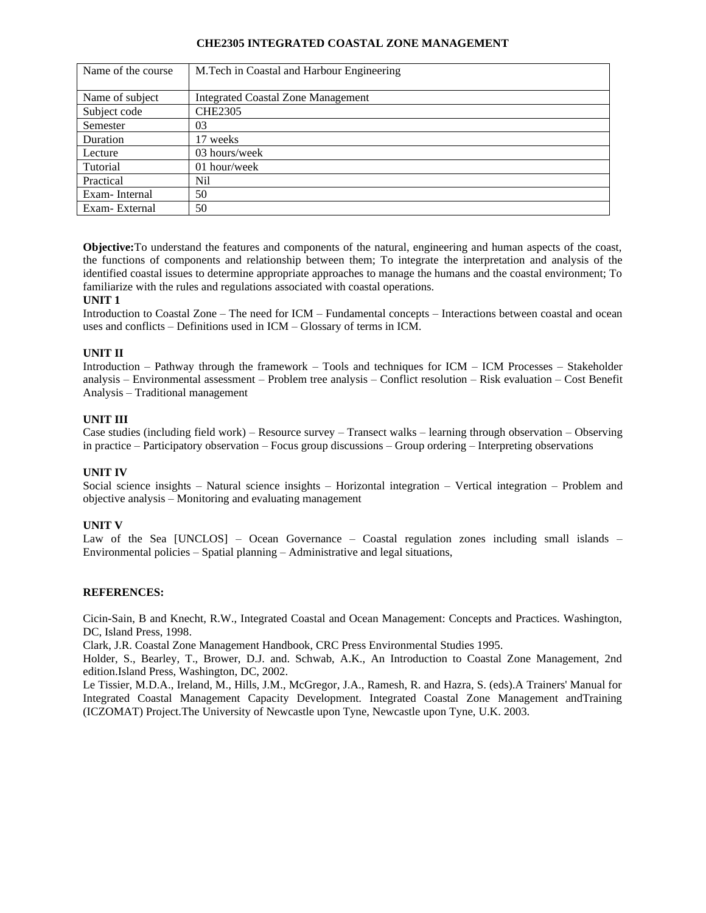# CHE2305 INTEGRATED COASTAL ZONE MANAGEMENT

| Name of the course | M.Tech in Coastal and Harbour Engineering |
|---|---|
| Name of subject | Integrated Coastal Zone Management |
| Subject code | CHE2305 |
| Semester | 03 |
| Duration | 17 weeks |
| Lecture | 03 hours/week |
| Tutorial | 01 hour/week |
| Practical | Nil |
| Exam- Internal | 50 |
| Exam- External | 50 |

**Objective:**To understand the features and components of the natural, engineering and human aspects of the coast, the functions of components and relationship between them; To integrate the interpretation and analysis of the identified coastal issues to determine appropriate approaches to manage the humans and the coastal environment; To familiarize with the rules and regulations associated with coastal operations.

**UNIT 1**

Introduction to Coastal Zone – The need for ICM – Fundamental concepts – Interactions between coastal and ocean uses and conflicts – Definitions used in ICM – Glossary of terms in ICM.

**UNIT II**

Introduction – Pathway through the framework – Tools and techniques for ICM – ICM Processes – Stakeholder analysis – Environmental assessment – Problem tree analysis – Conflict resolution – Risk evaluation – Cost Benefit Analysis – Traditional management

**UNIT III**

Case studies (including field work) – Resource survey – Transect walks – learning through observation – Observing in practice – Participatory observation – Focus group discussions – Group ordering – Interpreting observations

**UNIT IV**

Social science insights – Natural science insights – Horizontal integration – Vertical integration – Problem and objective analysis – Monitoring and evaluating management

**UNIT V**

Law of the Sea [UNCLOS] – Ocean Governance – Coastal regulation zones including small islands – Environmental policies – Spatial planning – Administrative and legal situations,

**REFERENCES:**

Cicin-Sain, B and Knecht, R.W., Integrated Coastal and Ocean Management: Concepts and Practices. Washington, DC, Island Press, 1998.

Clark, J.R. Coastal Zone Management Handbook, CRC Press Environmental Studies 1995.

Holder, S., Bearley, T., Brower, D.J. and. Schwab, A.K., An Introduction to Coastal Zone Management, 2nd edition.Island Press, Washington, DC, 2002.

Le Tissier, M.D.A., Ireland, M., Hills, J.M., McGregor, J.A., Ramesh, R. and Hazra, S. (eds).A Trainers' Manual for Integrated Coastal Management Capacity Development. Integrated Coastal Zone Management andTraining (ICZOMAT) Project.The University of Newcastle upon Tyne, Newcastle upon Tyne, U.K. 2003.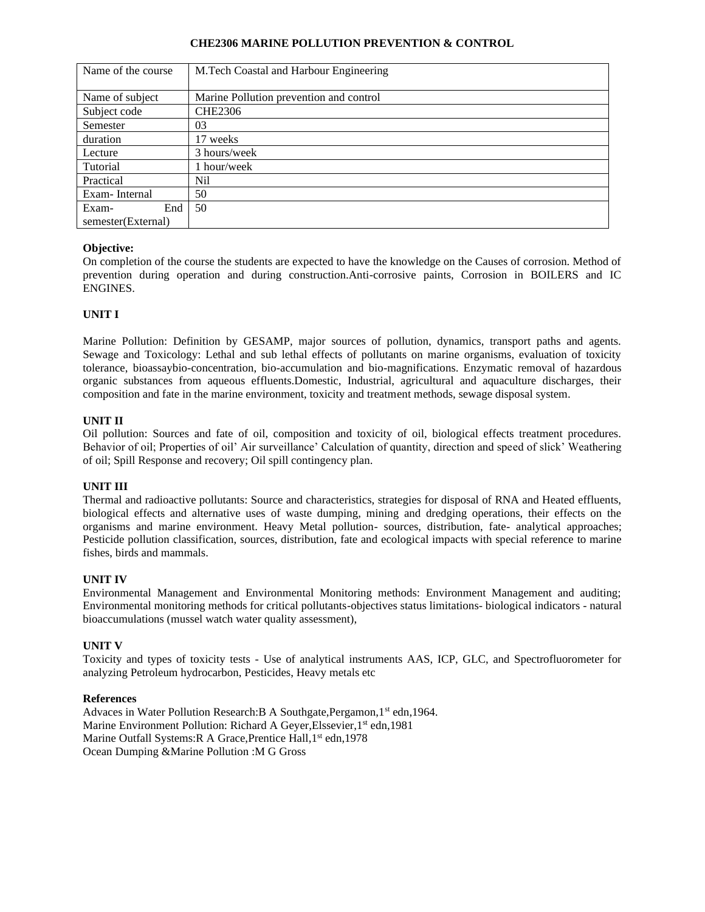# CHE2306 MARINE POLLUTION PREVENTION & CONTROL

| Name of the course | M.Tech Coastal and Harbour Engineering |
|---|---|
| Name of subject | Marine Pollution prevention and control |
| Subject code | CHE2306 |
| Semester | 03 |
| duration | 17 weeks |
| Lecture | 3 hours/week |
| Tutorial | 1 hour/week |
| Practical | Nil |
| Exam- Internal | 50 |
| Exam- End semester(External) | 50 |

**Objective:**

On completion of the course the students are expected to have the knowledge on the Causes of corrosion. Method of prevention during operation and during construction.Anti-corrosive paints, Corrosion in BOILERS and IC ENGINES.

**UNIT I**

Marine Pollution: Definition by GESAMP, major sources of pollution, dynamics, transport paths and agents. Sewage and Toxicology: Lethal and sub lethal effects of pollutants on marine organisms, evaluation of toxicity tolerance, bioassaybio-concentration, bio-accumulation and bio-magnifications. Enzymatic removal of hazardous organic substances from aqueous effluents.Domestic, Industrial, agricultural and aquaculture discharges, their composition and fate in the marine environment, toxicity and treatment methods, sewage disposal system.

**UNIT II**

Oil pollution: Sources and fate of oil, composition and toxicity of oil, biological effects treatment procedures. Behavior of oil; Properties of oil' Air surveillance' Calculation of quantity, direction and speed of slick' Weathering of oil; Spill Response and recovery; Oil spill contingency plan.

**UNIT III**

Thermal and radioactive pollutants: Source and characteristics, strategies for disposal of RNA and Heated effluents, biological effects and alternative uses of waste dumping, mining and dredging operations, their effects on the organisms and marine environment. Heavy Metal pollution- sources, distribution, fate- analytical approaches; Pesticide pollution classification, sources, distribution, fate and ecological impacts with special reference to marine fishes, birds and mammals.

**UNIT IV**

Environmental Management and Environmental Monitoring methods: Environment Management and auditing; Environmental monitoring methods for critical pollutants-objectives status limitations- biological indicators - natural bioaccumulations (mussel watch water quality assessment),

**UNIT V**

Toxicity and types of toxicity tests - Use of analytical instruments AAS, ICP, GLC, and Spectrofluorometer for analyzing Petroleum hydrocarbon, Pesticides, Heavy metals etc

**References**

Advaces in Water Pollution Research:B A Southgate,Pergamon,1st edn,1964.
Marine Environment Pollution: Richard A Geyer,Elssevier,1st edn,1981
Marine Outfall Systems:R A Grace,Prentice Hall,1st edn,1978
Ocean Dumping &Marine Pollution :M G Gross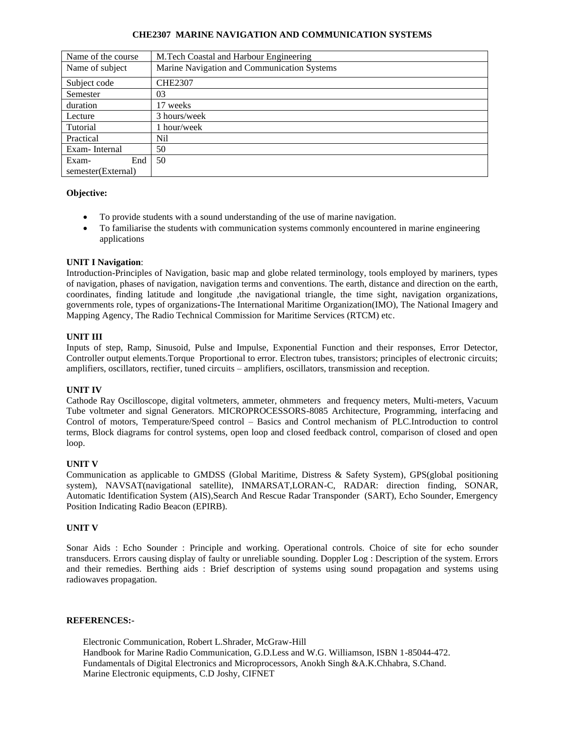## CHE2307 MARINE NAVIGATION AND COMMUNICATION SYSTEMS

| Name of the course | M.Tech Coastal and Harbour Engineering |
|---|---|
| Name of subject | Marine Navigation and Communication Systems |
| Subject code | CHE2307 |
| Semester | 03 |
| duration | 17 weeks |
| Lecture | 3 hours/week |
| Tutorial | 1 hour/week |
| Practical | Nil |
| Exam- Internal | 50 |
| Exam- End semester(External) | 50 |

**Objective:**

- To provide students with a sound understanding of the use of marine navigation.
- To familiarise the students with communication systems commonly encountered in marine engineering applications

**UNIT I Navigation**:
Introduction-Principles of Navigation, basic map and globe related terminology, tools employed by mariners, types of navigation, phases of navigation, navigation terms and conventions. The earth, distance and direction on the earth, coordinates, finding latitude and longitude ,the navigational triangle, the time sight, navigation organizations, governments role, types of organizations-The International Maritime Organization(IMO), The National Imagery and Mapping Agency, The Radio Technical Commission for Maritime Services (RTCM) etc.

**UNIT III**
Inputs of step, Ramp, Sinusoid, Pulse and Impulse, Exponential Function and their responses, Error Detector, Controller output elements.Torque Proportional to error. Electron tubes, transistors; principles of electronic circuits; amplifiers, oscillators, rectifier, tuned circuits – amplifiers, oscillators, transmission and reception.

**UNIT IV**
Cathode Ray Oscilloscope, digital voltmeters, ammeter, ohmmeters and frequency meters, Multi-meters, Vacuum Tube voltmeter and signal Generators. MICROPROCESSORS-8085 Architecture, Programming, interfacing and Control of motors, Temperature/Speed control – Basics and Control mechanism of PLC.Introduction to control terms, Block diagrams for control systems, open loop and closed feedback control, comparison of closed and open loop.

**UNIT V**
Communication as applicable to GMDSS (Global Maritime, Distress & Safety System), GPS(global positioning system), NAVSAT(navigational satellite), INMARSAT,LORAN-C, RADAR: direction finding, SONAR, Automatic Identification System (AIS),Search And Rescue Radar Transponder (SART), Echo Sounder, Emergency Position Indicating Radio Beacon (EPIRB).

**UNIT V**

Sonar Aids : Echo Sounder : Principle and working. Operational controls. Choice of site for echo sounder transducers. Errors causing display of faulty or unreliable sounding. Doppler Log : Description of the system. Errors and their remedies. Berthing aids : Brief description of systems using sound propagation and systems using radiowaves propagation.

**REFERENCES:-**

Electronic Communication, Robert L.Shrader, McGraw-Hill
Handbook for Marine Radio Communication, G.D.Less and W.G. Williamson, ISBN 1-85044-472.
Fundamentals of Digital Electronics and Microprocessors, Anokh Singh &A.K.Chhabra, S.Chand.
Marine Electronic equipments, C.D Joshy, CIFNET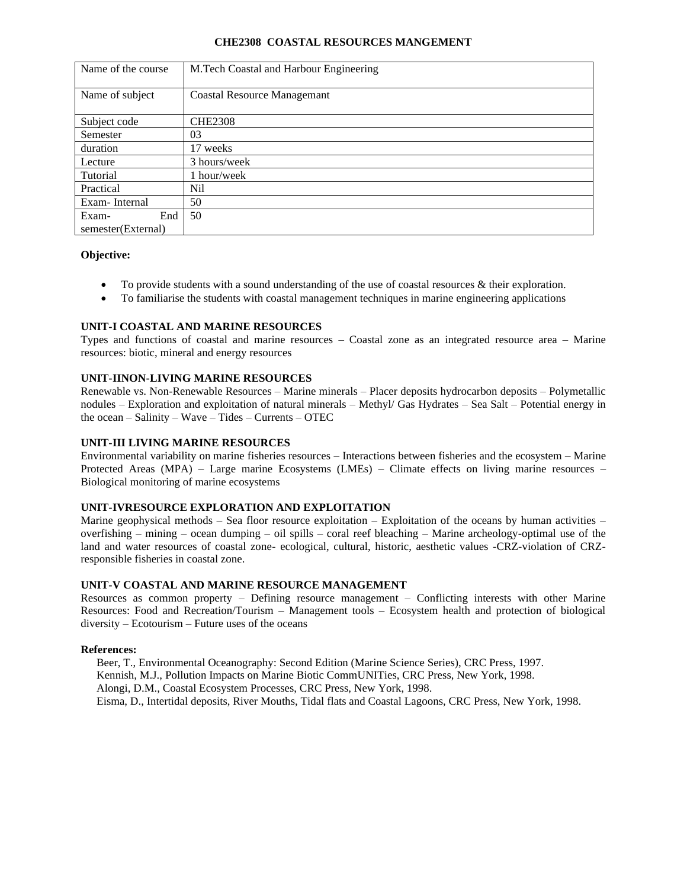## CHE2308 COASTAL RESOURCES MANGEMENT

| Name of the course | M.Tech Coastal and Harbour Engineering |
|---|---|
| Name of subject | Coastal Resource Managemant |
| Subject code | CHE2308 |
| Semester | 03 |
| duration | 17 weeks |
| Lecture | 3 hours/week |
| Tutorial | 1 hour/week |
| Practical | Nil |
| Exam- Internal | 50 |
| Exam- End semester(External) | 50 |

**Objective:**

- To provide students with a sound understanding of the use of coastal resources & their exploration.
- To familiarise the students with coastal management techniques in marine engineering applications

**UNIT-I COASTAL AND MARINE RESOURCES**

Types and functions of coastal and marine resources – Coastal zone as an integrated resource area – Marine resources: biotic, mineral and energy resources

**UNIT-IINON-LIVING MARINE RESOURCES**

Renewable vs. Non-Renewable Resources – Marine minerals – Placer deposits hydrocarbon deposits – Polymetallic nodules – Exploration and exploitation of natural minerals – Methyl/ Gas Hydrates – Sea Salt – Potential energy in the ocean – Salinity – Wave – Tides – Currents – OTEC

**UNIT-III LIVING MARINE RESOURCES**

Environmental variability on marine fisheries resources – Interactions between fisheries and the ecosystem – Marine Protected Areas (MPA) – Large marine Ecosystems (LMEs) – Climate effects on living marine resources – Biological monitoring of marine ecosystems

**UNIT-IVRESOURCE EXPLORATION AND EXPLOITATION**

Marine geophysical methods – Sea floor resource exploitation – Exploitation of the oceans by human activities – overfishing – mining – ocean dumping – oil spills – coral reef bleaching – Marine archeology-optimal use of the land and water resources of coastal zone- ecological, cultural, historic, aesthetic values -CRZ-violation of CRZ-responsible fisheries in coastal zone.

**UNIT-V COASTAL AND MARINE RESOURCE MANAGEMENT**

Resources as common property – Defining resource management – Conflicting interests with other Marine Resources: Food and Recreation/Tourism – Management tools – Ecosystem health and protection of biological diversity – Ecotourism – Future uses of the oceans

**References:**

Beer, T., Environmental Oceanography: Second Edition (Marine Science Series), CRC Press, 1997.
Kennish, M.J., Pollution Impacts on Marine Biotic CommUNITies, CRC Press, New York, 1998.
Alongi, D.M., Coastal Ecosystem Processes, CRC Press, New York, 1998.
Eisma, D., Intertidal deposits, River Mouths, Tidal flats and Coastal Lagoons, CRC Press, New York, 1998.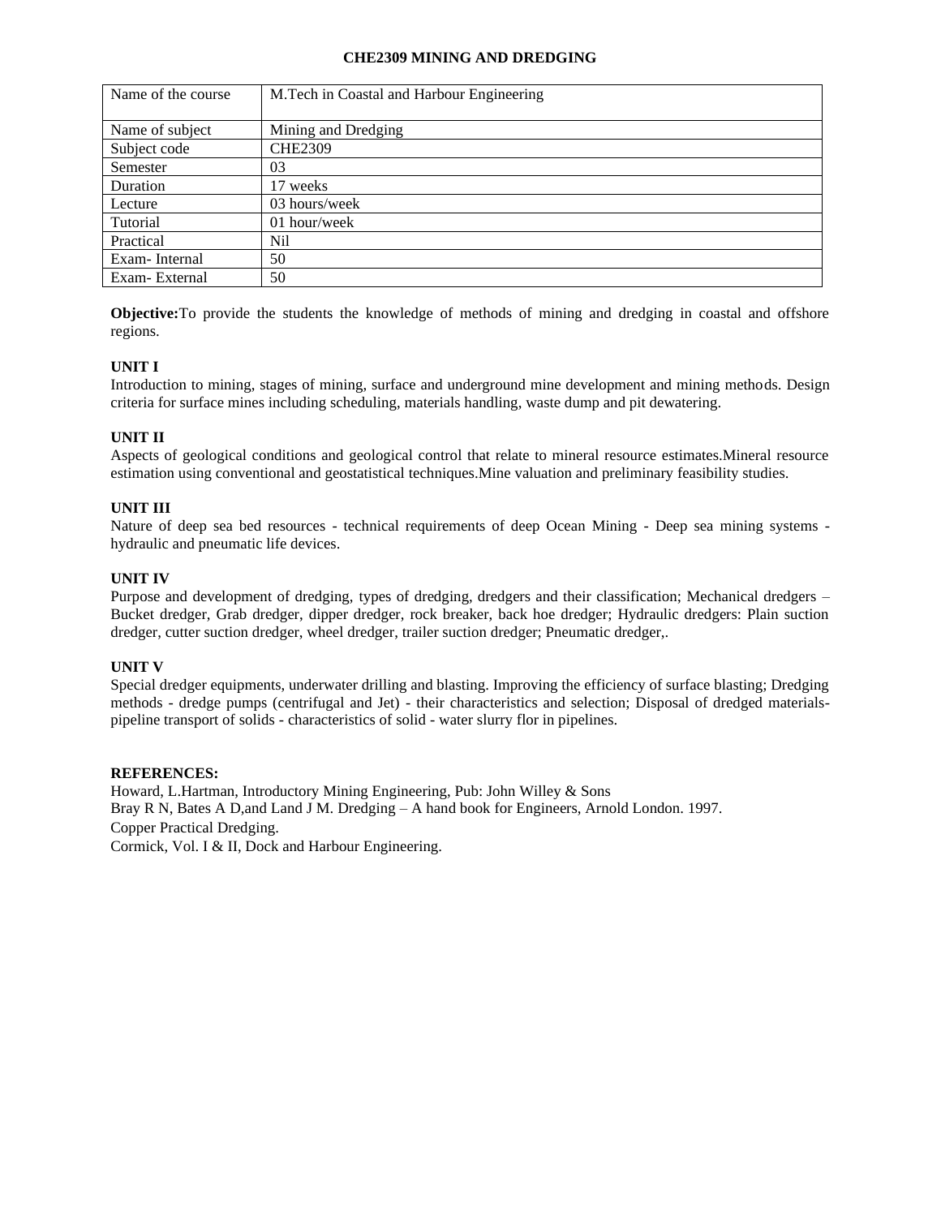# CHE2309 MINING AND DREDGING

| Name of the course | M.Tech in Coastal and Harbour Engineering |
|---|---|
| Name of subject | Mining and Dredging |
| Subject code | CHE2309 |
| Semester | 03 |
| Duration | 17 weeks |
| Lecture | 03 hours/week |
| Tutorial | 01 hour/week |
| Practical | Nil |
| Exam- Internal | 50 |
| Exam- External | 50 |

**Objective:**To provide the students the knowledge of methods of mining and dredging in coastal and offshore regions.

**UNIT I**

Introduction to mining, stages of mining, surface and underground mine development and mining methods. Design criteria for surface mines including scheduling, materials handling, waste dump and pit dewatering.

**UNIT II**

Aspects of geological conditions and geological control that relate to mineral resource estimates.Mineral resource estimation using conventional and geostatistical techniques.Mine valuation and preliminary feasibility studies.

**UNIT III**

Nature of deep sea bed resources - technical requirements of deep Ocean Mining - Deep sea mining systems - hydraulic and pneumatic life devices.

**UNIT IV**

Purpose and development of dredging, types of dredging, dredgers and their classification; Mechanical dredgers – Bucket dredger, Grab dredger, dipper dredger, rock breaker, back hoe dredger; Hydraulic dredgers: Plain suction dredger, cutter suction dredger, wheel dredger, trailer suction dredger; Pneumatic dredger,.

**UNIT V**

Special dredger equipments, underwater drilling and blasting. Improving the efficiency of surface blasting; Dredging methods - dredge pumps (centrifugal and Jet) - their characteristics and selection; Disposal of dredged materials-pipeline transport of solids - characteristics of solid - water slurry flor in pipelines.

**REFERENCES:**

Howard, L.Hartman, Introductory Mining Engineering, Pub: John Willey & Sons

Bray R N, Bates A D,and Land J M. Dredging – A hand book for Engineers, Arnold London. 1997.

Copper Practical Dredging.

Cormick, Vol. I & II, Dock and Harbour Engineering.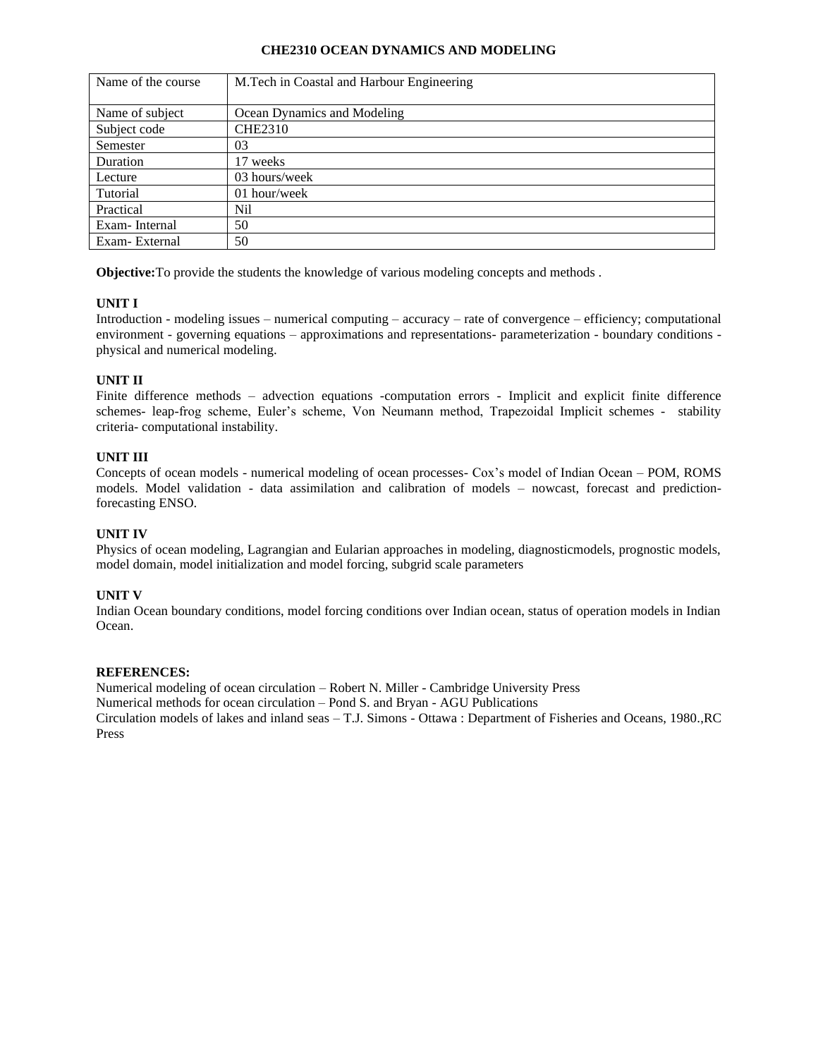# CHE2310 OCEAN DYNAMICS AND MODELING

| Name of the course | M.Tech in Coastal and Harbour Engineering |
|---|---|
| Name of subject | Ocean Dynamics and Modeling |
| Subject code | CHE2310 |
| Semester | 03 |
| Duration | 17 weeks |
| Lecture | 03 hours/week |
| Tutorial | 01 hour/week |
| Practical | Nil |
| Exam- Internal | 50 |
| Exam- External | 50 |

**Objective:**To provide the students the knowledge of various modeling concepts and methods .

**UNIT I**

Introduction - modeling issues – numerical computing – accuracy – rate of convergence – efficiency; computational environment - governing equations – approximations and representations- parameterization - boundary conditions - physical and numerical modeling.

**UNIT II**

Finite difference methods – advection equations -computation errors - Implicit and explicit finite difference schemes- leap-frog scheme, Euler's scheme, Von Neumann method, Trapezoidal Implicit schemes - stability criteria- computational instability.

**UNIT III**

Concepts of ocean models - numerical modeling of ocean processes- Cox's model of Indian Ocean – POM, ROMS models. Model validation - data assimilation and calibration of models – nowcast, forecast and prediction-forecasting ENSO.

**UNIT IV**

Physics of ocean modeling, Lagrangian and Eularian approaches in modeling, diagnosticmodels, prognostic models, model domain, model initialization and model forcing, subgrid scale parameters

**UNIT V**

Indian Ocean boundary conditions, model forcing conditions over Indian ocean, status of operation models in Indian Ocean.

**REFERENCES:**

Numerical modeling of ocean circulation – Robert N. Miller - Cambridge University Press
Numerical methods for ocean circulation – Pond S. and Bryan - AGU Publications
Circulation models of lakes and inland seas – T.J. Simons - Ottawa : Department of Fisheries and Oceans, 1980.,RC Press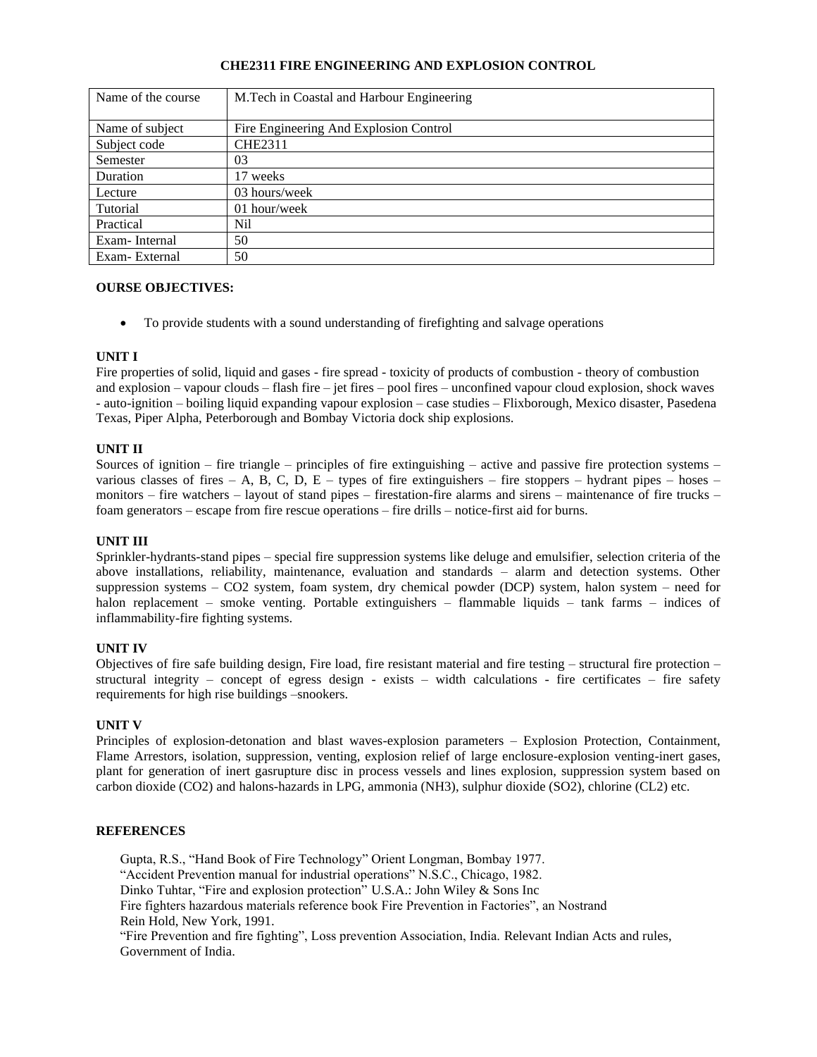# CHE2311 FIRE ENGINEERING AND EXPLOSION CONTROL

| Name of the course | M.Tech in Coastal and Harbour Engineering |
|---|---|
| Name of subject | Fire Engineering And Explosion Control |
| Subject code | CHE2311 |
| Semester | 03 |
| Duration | 17 weeks |
| Lecture | 03 hours/week |
| Tutorial | 01 hour/week |
| Practical | Nil |
| Exam- Internal | 50 |
| Exam- External | 50 |

**OURSE OBJECTIVES:**

- To provide students with a sound understanding of firefighting and salvage operations

**UNIT I**

Fire properties of solid, liquid and gases - fire spread - toxicity of products of combustion - theory of combustion and explosion – vapour clouds – flash fire – jet fires – pool fires – unconfined vapour cloud explosion, shock waves - auto-ignition – boiling liquid expanding vapour explosion – case studies – Flixborough, Mexico disaster, Pasedena Texas, Piper Alpha, Peterborough and Bombay Victoria dock ship explosions.

**UNIT II**

Sources of ignition – fire triangle – principles of fire extinguishing – active and passive fire protection systems – various classes of fires – A, B, C, D, E – types of fire extinguishers – fire stoppers – hydrant pipes – hoses – monitors – fire watchers – layout of stand pipes – firestation-fire alarms and sirens – maintenance of fire trucks – foam generators – escape from fire rescue operations – fire drills – notice-first aid for burns.

**UNIT III**

Sprinkler-hydrants-stand pipes – special fire suppression systems like deluge and emulsifier, selection criteria of the above installations, reliability, maintenance, evaluation and standards – alarm and detection systems. Other suppression systems – $CO_2$ system, foam system, dry chemical powder (DCP) system, halon system – need for halon replacement – smoke venting. Portable extinguishers – flammable liquids – tank farms – indices of inflammability-fire fighting systems.

**UNIT IV**

Objectives of fire safe building design, Fire load, fire resistant material and fire testing – structural fire protection – structural integrity – concept of egress design - exists – width calculations - fire certificates – fire safety requirements for high rise buildings –snookers.

**UNIT V**

Principles of explosion-detonation and blast waves-explosion parameters – Explosion Protection, Containment, Flame Arrestors, isolation, suppression, venting, explosion relief of large enclosure-explosion venting-inert gases, plant for generation of inert gasrupture disc in process vessels and lines explosion, suppression system based on carbon dioxide ($CO_2$) and halons-hazards in LPG, ammonia ($NH_3$), sulphur dioxide ($SO_2$), chlorine ($CL_2$) etc.

**REFERENCES**

Gupta, R.S., "Hand Book of Fire Technology" Orient Longman, Bombay 1977.
"Accident Prevention manual for industrial operations" N.S.C., Chicago, 1982.
Dinko Tuhtar, "Fire and explosion protection" U.S.A.: John Wiley & Sons Inc
Fire fighters hazardous materials reference book Fire Prevention in Factories", an Nostrand Rein Hold, New York, 1991.
"Fire Prevention and fire fighting", Loss prevention Association, India. Relevant Indian Acts and rules, Government of India.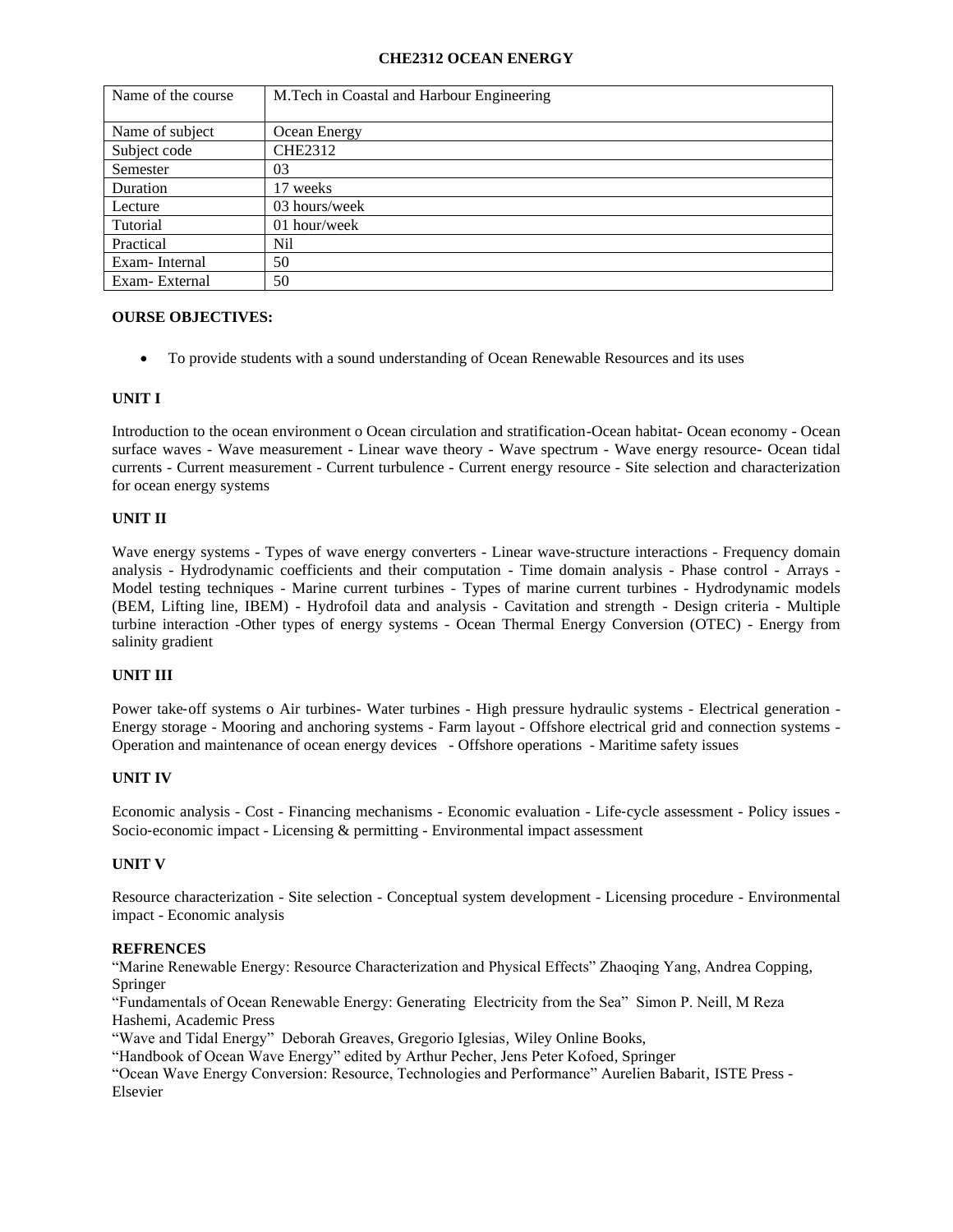# CHE2312 OCEAN ENERGY

| Name of the course | M.Tech in Coastal and Harbour Engineering |
|---|---|
| Name of subject | Ocean Energy |
| Subject code | CHE2312 |
| Semester | 03 |
| Duration | 17 weeks |
| Lecture | 03 hours/week |
| Tutorial | 01 hour/week |
| Practical | Nil |
| Exam- Internal | 50 |
| Exam- External | 50 |

**OURSE OBJECTIVES:**

- To provide students with a sound understanding of Ocean Renewable Resources and its uses

**UNIT I**

Introduction to the ocean environment o Ocean circulation and stratification-Ocean habitat- Ocean economy - Ocean surface waves - Wave measurement - Linear wave theory - Wave spectrum - Wave energy resource- Ocean tidal currents - Current measurement - Current turbulence - Current energy resource - Site selection and characterization for ocean energy systems

**UNIT II**

Wave energy systems - Types of wave energy converters - Linear wave-structure interactions - Frequency domain analysis - Hydrodynamic coefficients and their computation - Time domain analysis - Phase control - Arrays - Model testing techniques - Marine current turbines - Types of marine current turbines - Hydrodynamic models (BEM, Lifting line, IBEM) - Hydrofoil data and analysis - Cavitation and strength - Design criteria - Multiple turbine interaction -Other types of energy systems - Ocean Thermal Energy Conversion (OTEC) - Energy from salinity gradient

**UNIT III**

Power take-off systems o Air turbines- Water turbines - High pressure hydraulic systems - Electrical generation - Energy storage - Mooring and anchoring systems - Farm layout - Offshore electrical grid and connection systems - Operation and maintenance of ocean energy devices - Offshore operations - Maritime safety issues

**UNIT IV**

Economic analysis - Cost - Financing mechanisms - Economic evaluation - Life-cycle assessment - Policy issues - Socio-economic impact - Licensing & permitting - Environmental impact assessment

**UNIT V**

Resource characterization - Site selection - Conceptual system development - Licensing procedure - Environmental impact - Economic analysis

**REFRENCES**

"Marine Renewable Energy: Resource Characterization and Physical Effects" Zhaoqing Yang, Andrea Copping, Springer

"Fundamentals of Ocean Renewable Energy: Generating Electricity from the Sea" Simon P. Neill, M Reza Hashemi, Academic Press

"Wave and Tidal Energy" Deborah Greaves, Gregorio Iglesias, Wiley Online Books,

"Handbook of Ocean Wave Energy" edited by Arthur Pecher, Jens Peter Kofoed, Springer

"Ocean Wave Energy Conversion: Resource, Technologies and Performance" Aurelien Babarit, ISTE Press - Elsevier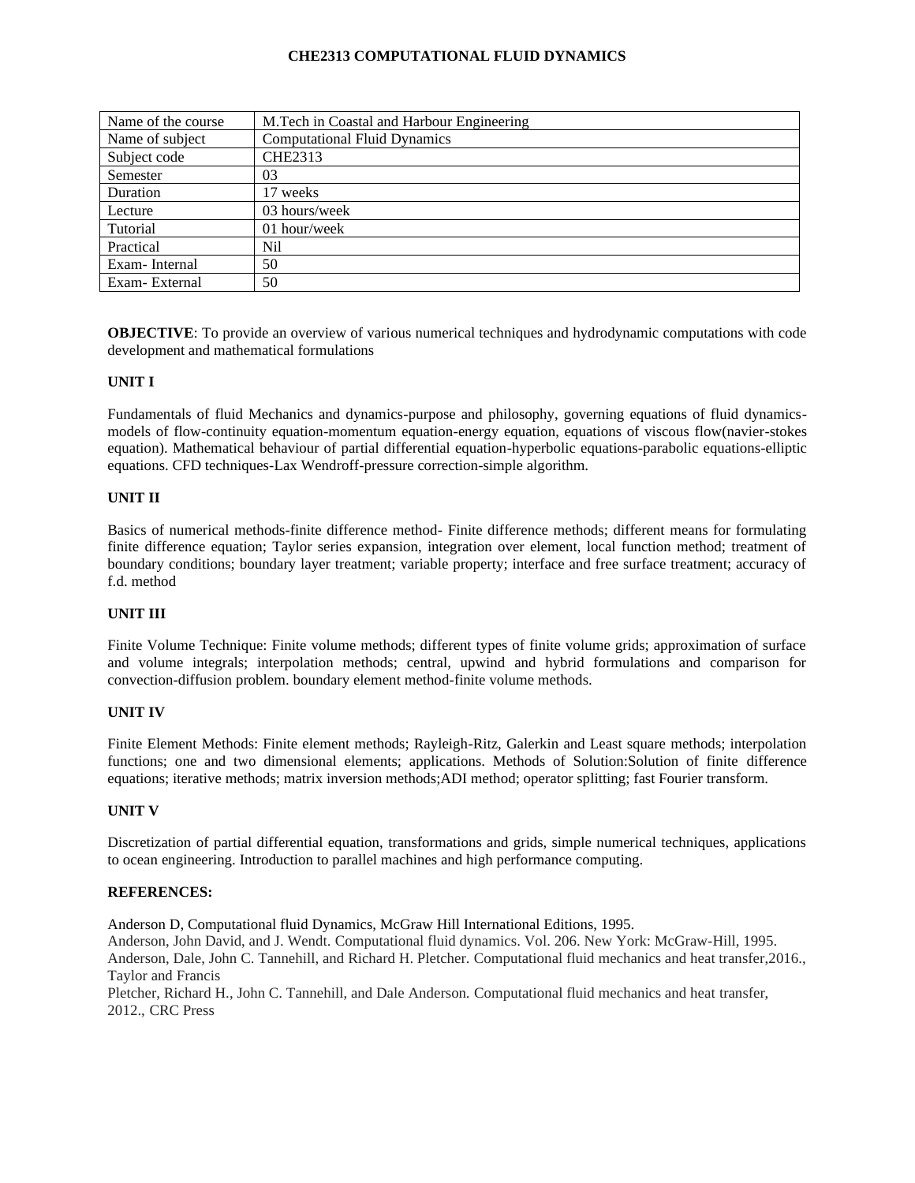# CHE2313 COMPUTATIONAL FLUID DYNAMICS

| | |
|---|---|
| Name of the course | M.Tech in Coastal and Harbour Engineering |
| Name of subject | Computational Fluid Dynamics |
| Subject code | CHE2313 |
| Semester | 03 |
| Duration | 17 weeks |
| Lecture | 03 hours/week |
| Tutorial | 01 hour/week |
| Practical | Nil |
| Exam- Internal | 50 |
| Exam- External | 50 |

**OBJECTIVE**: To provide an overview of various numerical techniques and hydrodynamic computations with code development and mathematical formulations

**UNIT I**

Fundamentals of fluid Mechanics and dynamics-purpose and philosophy, governing equations of fluid dynamics-models of flow-continuity equation-momentum equation-energy equation, equations of viscous flow(navier-stokes equation). Mathematical behaviour of partial differential equation-hyperbolic equations-parabolic equations-elliptic equations. CFD techniques-Lax Wendroff-pressure correction-simple algorithm.

**UNIT II**

Basics of numerical methods-finite difference method- Finite difference methods; different means for formulating finite difference equation; Taylor series expansion, integration over element, local function method; treatment of boundary conditions; boundary layer treatment; variable property; interface and free surface treatment; accuracy of f.d. method

**UNIT III**

Finite Volume Technique: Finite volume methods; different types of finite volume grids; approximation of surface and volume integrals; interpolation methods; central, upwind and hybrid formulations and comparison for convection-diffusion problem. boundary element method-finite volume methods.

**UNIT IV**

Finite Element Methods: Finite element methods; Rayleigh-Ritz, Galerkin and Least square methods; interpolation functions; one and two dimensional elements; applications. Methods of Solution:Solution of finite difference equations; iterative methods; matrix inversion methods;ADI method; operator splitting; fast Fourier transform.

**UNIT V**

Discretization of partial differential equation, transformations and grids, simple numerical techniques, applications to ocean engineering. Introduction to parallel machines and high performance computing.

**REFERENCES:**

Anderson D, Computational fluid Dynamics, McGraw Hill International Editions, 1995.
Anderson, John David, and J. Wendt. Computational fluid dynamics. Vol. 206. New York: McGraw-Hill, 1995.
Anderson, Dale, John C. Tannehill, and Richard H. Pletcher. Computational fluid mechanics and heat transfer,2016., Taylor and Francis
Pletcher, Richard H., John C. Tannehill, and Dale Anderson. Computational fluid mechanics and heat transfer, 2012., CRC Press